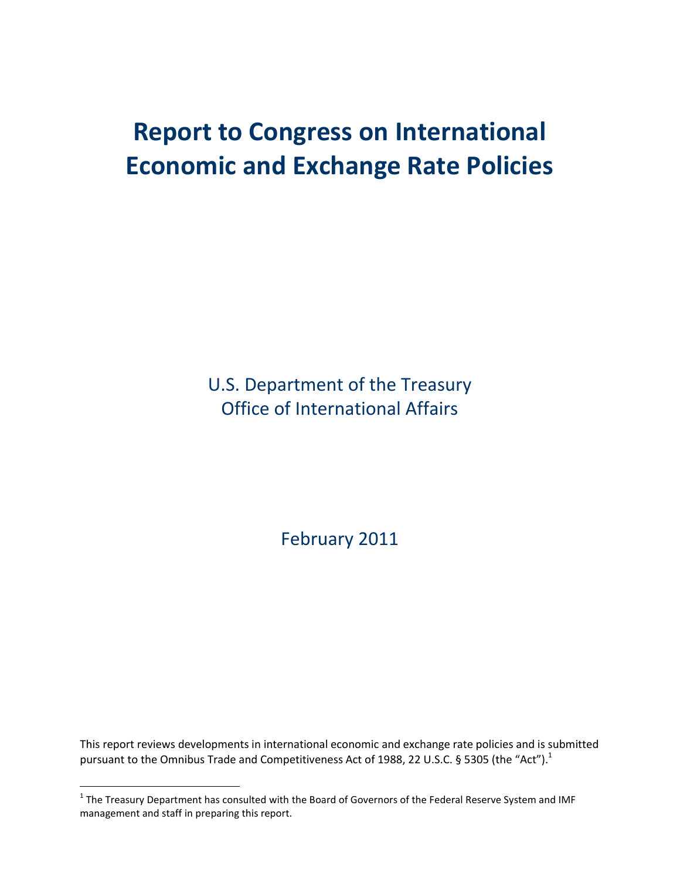# Report to Congress on International Economic and Exchange Rate Policies

U.S. Department of the Treasury
Office of International Affairs

February 2011

This report reviews developments in international economic and exchange rate policies and is submitted pursuant to the Omnibus Trade and Competitiveness Act of 1988, 22 U.S.C. § 5305 (the "Act").[1]

[1] The Treasury Department has consulted with the Board of Governors of the Federal Reserve System and IMF management and staff in preparing this report.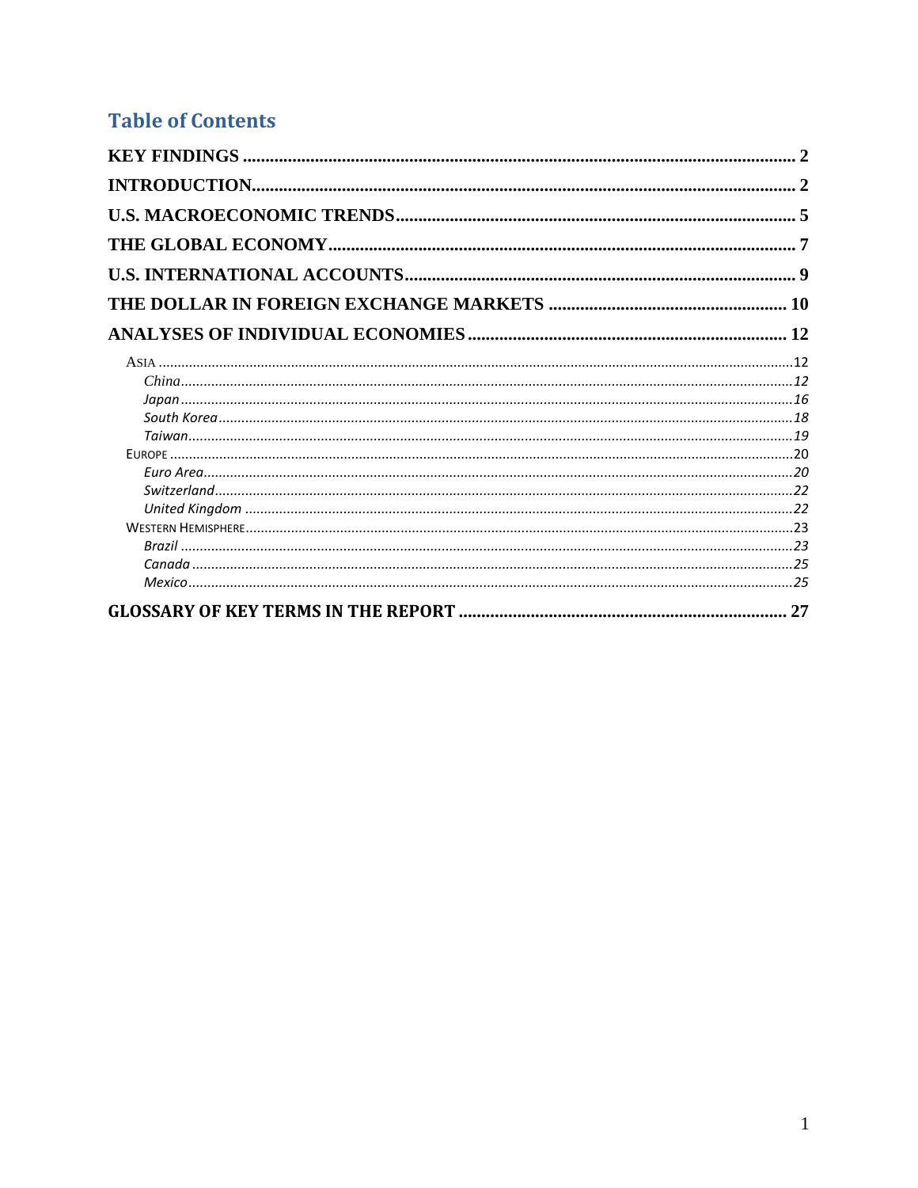# Table of Contents

**KEY FINDINGS** ........................................................................................................ 2

**INTRODUCTION** ...................................................................................................... 2

**U.S. MACROECONOMIC TRENDS** ........................................................................... 5

**THE GLOBAL ECONOMY** ........................................................................................ 7

**U.S. INTERNATIONAL ACCOUNTS** ......................................................................... 9

**THE DOLLAR IN FOREIGN EXCHANGE MARKETS** .................................................. 10

**ANALYSES OF INDIVIDUAL ECONOMIES** ................................................................ 12

- ASIA ........................................................................................................ 12
  - *China* ........................................................................................................ *12*
  - *Japan* ........................................................................................................ *16*
  - *South Korea* ........................................................................................................ *18*
  - *Taiwan* ........................................................................................................ *19*
- EUROPE ........................................................................................................ 20
  - *Euro Area* ........................................................................................................ *20*
  - *Switzerland* ........................................................................................................ *22*
  - *United Kingdom* ........................................................................................................ *22*
- WESTERN HEMISPHERE ........................................................................................................ 23
  - *Brazil* ........................................................................................................ *23*
  - *Canada* ........................................................................................................ *25*
  - *Mexico* ........................................................................................................ *25*

**GLOSSARY OF KEY TERMS IN THE REPORT** ........................................................... 27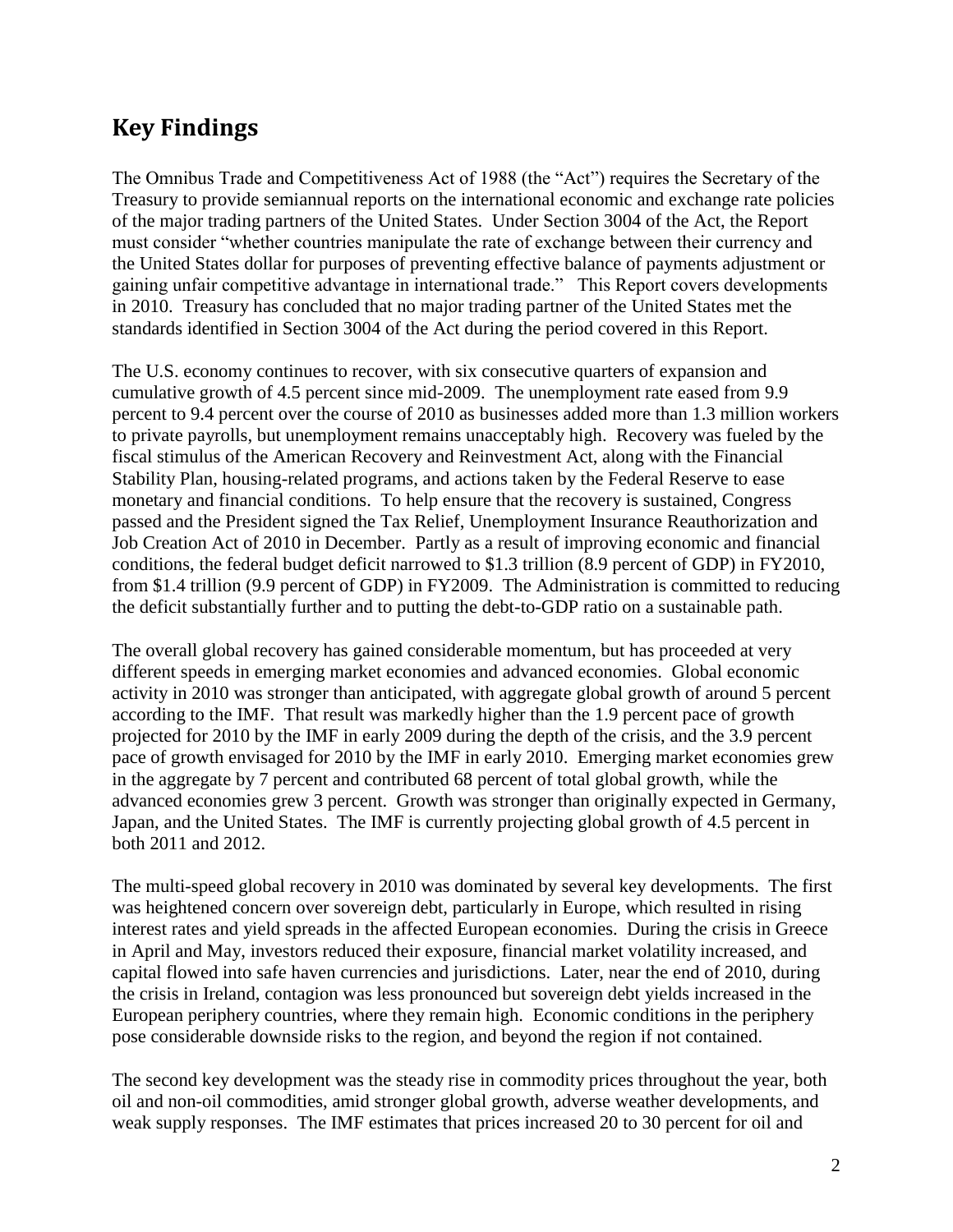## Key Findings

The Omnibus Trade and Competitiveness Act of 1988 (the "Act") requires the Secretary of the Treasury to provide semiannual reports on the international economic and exchange rate policies of the major trading partners of the United States. Under Section 3004 of the Act, the Report must consider "whether countries manipulate the rate of exchange between their currency and the United States dollar for purposes of preventing effective balance of payments adjustment or gaining unfair competitive advantage in international trade." This Report covers developments in 2010. Treasury has concluded that no major trading partner of the United States met the standards identified in Section 3004 of the Act during the period covered in this Report.

The U.S. economy continues to recover, with six consecutive quarters of expansion and cumulative growth of 4.5 percent since mid-2009. The unemployment rate eased from 9.9 percent to 9.4 percent over the course of 2010 as businesses added more than 1.3 million workers to private payrolls, but unemployment remains unacceptably high. Recovery was fueled by the fiscal stimulus of the American Recovery and Reinvestment Act, along with the Financial Stability Plan, housing-related programs, and actions taken by the Federal Reserve to ease monetary and financial conditions. To help ensure that the recovery is sustained, Congress passed and the President signed the Tax Relief, Unemployment Insurance Reauthorization and Job Creation Act of 2010 in December. Partly as a result of improving economic and financial conditions, the federal budget deficit narrowed to $1.3 trillion (8.9 percent of GDP) in FY2010, from $1.4 trillion (9.9 percent of GDP) in FY2009. The Administration is committed to reducing the deficit substantially further and to putting the debt-to-GDP ratio on a sustainable path.

The overall global recovery has gained considerable momentum, but has proceeded at very different speeds in emerging market economies and advanced economies. Global economic activity in 2010 was stronger than anticipated, with aggregate global growth of around 5 percent according to the IMF. That result was markedly higher than the 1.9 percent pace of growth projected for 2010 by the IMF in early 2009 during the depth of the crisis, and the 3.9 percent pace of growth envisaged for 2010 by the IMF in early 2010. Emerging market economies grew in the aggregate by 7 percent and contributed 68 percent of total global growth, while the advanced economies grew 3 percent. Growth was stronger than originally expected in Germany, Japan, and the United States. The IMF is currently projecting global growth of 4.5 percent in both 2011 and 2012.

The multi-speed global recovery in 2010 was dominated by several key developments. The first was heightened concern over sovereign debt, particularly in Europe, which resulted in rising interest rates and yield spreads in the affected European economies. During the crisis in Greece in April and May, investors reduced their exposure, financial market volatility increased, and capital flowed into safe haven currencies and jurisdictions. Later, near the end of 2010, during the crisis in Ireland, contagion was less pronounced but sovereign debt yields increased in the European periphery countries, where they remain high. Economic conditions in the periphery pose considerable downside risks to the region, and beyond the region if not contained.

The second key development was the steady rise in commodity prices throughout the year, both oil and non-oil commodities, amid stronger global growth, adverse weather developments, and weak supply responses. The IMF estimates that prices increased 20 to 30 percent for oil and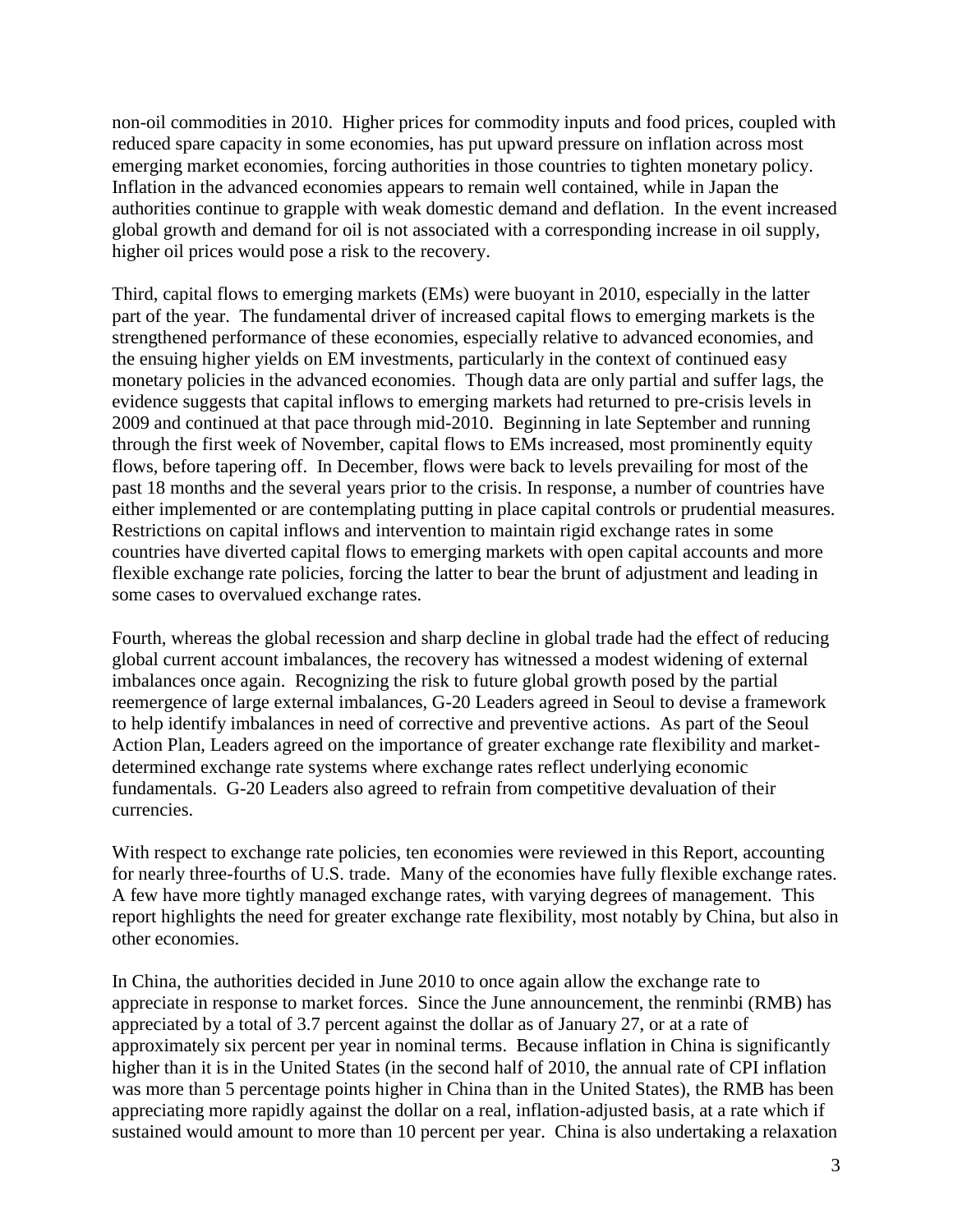non-oil commodities in 2010. Higher prices for commodity inputs and food prices, coupled with reduced spare capacity in some economies, has put upward pressure on inflation across most emerging market economies, forcing authorities in those countries to tighten monetary policy. Inflation in the advanced economies appears to remain well contained, while in Japan the authorities continue to grapple with weak domestic demand and deflation. In the event increased global growth and demand for oil is not associated with a corresponding increase in oil supply, higher oil prices would pose a risk to the recovery.

Third, capital flows to emerging markets (EMs) were buoyant in 2010, especially in the latter part of the year. The fundamental driver of increased capital flows to emerging markets is the strengthened performance of these economies, especially relative to advanced economies, and the ensuing higher yields on EM investments, particularly in the context of continued easy monetary policies in the advanced economies. Though data are only partial and suffer lags, the evidence suggests that capital inflows to emerging markets had returned to pre-crisis levels in 2009 and continued at that pace through mid-2010. Beginning in late September and running through the first week of November, capital flows to EMs increased, most prominently equity flows, before tapering off. In December, flows were back to levels prevailing for most of the past 18 months and the several years prior to the crisis. In response, a number of countries have either implemented or are contemplating putting in place capital controls or prudential measures. Restrictions on capital inflows and intervention to maintain rigid exchange rates in some countries have diverted capital flows to emerging markets with open capital accounts and more flexible exchange rate policies, forcing the latter to bear the brunt of adjustment and leading in some cases to overvalued exchange rates.

Fourth, whereas the global recession and sharp decline in global trade had the effect of reducing global current account imbalances, the recovery has witnessed a modest widening of external imbalances once again. Recognizing the risk to future global growth posed by the partial reemergence of large external imbalances, G-20 Leaders agreed in Seoul to devise a framework to help identify imbalances in need of corrective and preventive actions. As part of the Seoul Action Plan, Leaders agreed on the importance of greater exchange rate flexibility and market-determined exchange rate systems where exchange rates reflect underlying economic fundamentals. G-20 Leaders also agreed to refrain from competitive devaluation of their currencies.

With respect to exchange rate policies, ten economies were reviewed in this Report, accounting for nearly three-fourths of U.S. trade. Many of the economies have fully flexible exchange rates. A few have more tightly managed exchange rates, with varying degrees of management. This report highlights the need for greater exchange rate flexibility, most notably by China, but also in other economies.

In China, the authorities decided in June 2010 to once again allow the exchange rate to appreciate in response to market forces. Since the June announcement, the renminbi (RMB) has appreciated by a total of 3.7 percent against the dollar as of January 27, or at a rate of approximately six percent per year in nominal terms. Because inflation in China is significantly higher than it is in the United States (in the second half of 2010, the annual rate of CPI inflation was more than 5 percentage points higher in China than in the United States), the RMB has been appreciating more rapidly against the dollar on a real, inflation-adjusted basis, at a rate which if sustained would amount to more than 10 percent per year. China is also undertaking a relaxation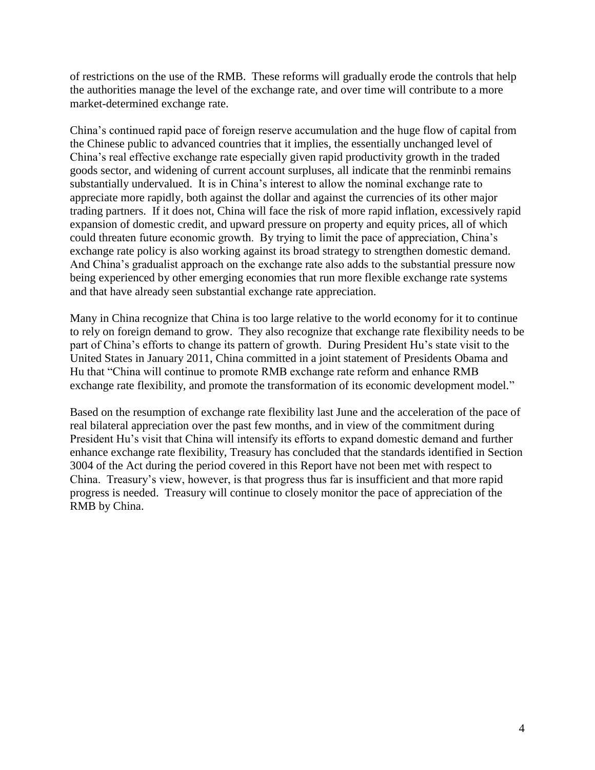of restrictions on the use of the RMB. These reforms will gradually erode the controls that help the authorities manage the level of the exchange rate, and over time will contribute to a more market-determined exchange rate.

China's continued rapid pace of foreign reserve accumulation and the huge flow of capital from the Chinese public to advanced countries that it implies, the essentially unchanged level of China's real effective exchange rate especially given rapid productivity growth in the traded goods sector, and widening of current account surpluses, all indicate that the renminbi remains substantially undervalued. It is in China's interest to allow the nominal exchange rate to appreciate more rapidly, both against the dollar and against the currencies of its other major trading partners. If it does not, China will face the risk of more rapid inflation, excessively rapid expansion of domestic credit, and upward pressure on property and equity prices, all of which could threaten future economic growth. By trying to limit the pace of appreciation, China's exchange rate policy is also working against its broad strategy to strengthen domestic demand. And China's gradualist approach on the exchange rate also adds to the substantial pressure now being experienced by other emerging economies that run more flexible exchange rate systems and that have already seen substantial exchange rate appreciation.

Many in China recognize that China is too large relative to the world economy for it to continue to rely on foreign demand to grow. They also recognize that exchange rate flexibility needs to be part of China's efforts to change its pattern of growth. During President Hu's state visit to the United States in January 2011, China committed in a joint statement of Presidents Obama and Hu that "China will continue to promote RMB exchange rate reform and enhance RMB exchange rate flexibility, and promote the transformation of its economic development model."

Based on the resumption of exchange rate flexibility last June and the acceleration of the pace of real bilateral appreciation over the past few months, and in view of the commitment during President Hu's visit that China will intensify its efforts to expand domestic demand and further enhance exchange rate flexibility, Treasury has concluded that the standards identified in Section 3004 of the Act during the period covered in this Report have not been met with respect to China. Treasury's view, however, is that progress thus far is insufficient and that more rapid progress is needed. Treasury will continue to closely monitor the pace of appreciation of the RMB by China.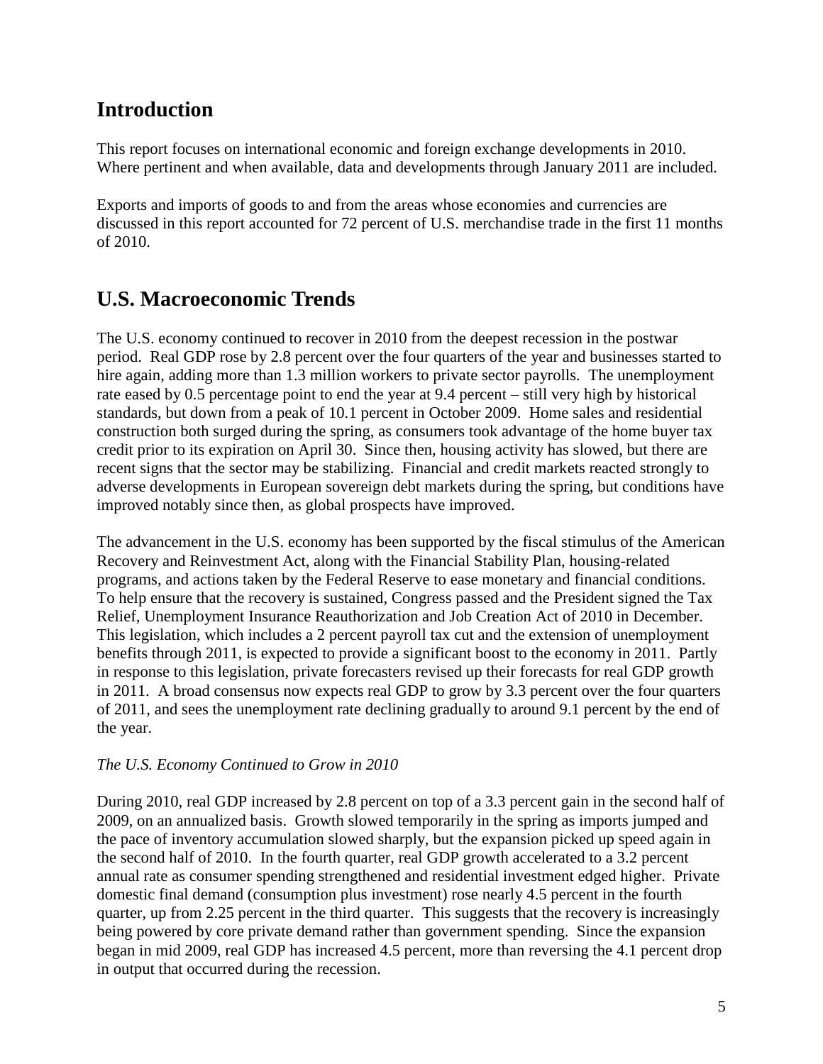## Introduction

This report focuses on international economic and foreign exchange developments in 2010. Where pertinent and when available, data and developments through January 2011 are included.

Exports and imports of goods to and from the areas whose economies and currencies are discussed in this report accounted for 72 percent of U.S. merchandise trade in the first 11 months of 2010.

## U.S. Macroeconomic Trends

The U.S. economy continued to recover in 2010 from the deepest recession in the postwar period. Real GDP rose by 2.8 percent over the four quarters of the year and businesses started to hire again, adding more than 1.3 million workers to private sector payrolls. The unemployment rate eased by 0.5 percentage point to end the year at 9.4 percent – still very high by historical standards, but down from a peak of 10.1 percent in October 2009. Home sales and residential construction both surged during the spring, as consumers took advantage of the home buyer tax credit prior to its expiration on April 30. Since then, housing activity has slowed, but there are recent signs that the sector may be stabilizing. Financial and credit markets reacted strongly to adverse developments in European sovereign debt markets during the spring, but conditions have improved notably since then, as global prospects have improved.

The advancement in the U.S. economy has been supported by the fiscal stimulus of the American Recovery and Reinvestment Act, along with the Financial Stability Plan, housing-related programs, and actions taken by the Federal Reserve to ease monetary and financial conditions. To help ensure that the recovery is sustained, Congress passed and the President signed the Tax Relief, Unemployment Insurance Reauthorization and Job Creation Act of 2010 in December. This legislation, which includes a 2 percent payroll tax cut and the extension of unemployment benefits through 2011, is expected to provide a significant boost to the economy in 2011. Partly in response to this legislation, private forecasters revised up their forecasts for real GDP growth in 2011. A broad consensus now expects real GDP to grow by 3.3 percent over the four quarters of 2011, and sees the unemployment rate declining gradually to around 9.1 percent by the end of the year.

*The U.S. Economy Continued to Grow in 2010*

During 2010, real GDP increased by 2.8 percent on top of a 3.3 percent gain in the second half of 2009, on an annualized basis. Growth slowed temporarily in the spring as imports jumped and the pace of inventory accumulation slowed sharply, but the expansion picked up speed again in the second half of 2010. In the fourth quarter, real GDP growth accelerated to a 3.2 percent annual rate as consumer spending strengthened and residential investment edged higher. Private domestic final demand (consumption plus investment) rose nearly 4.5 percent in the fourth quarter, up from 2.25 percent in the third quarter. This suggests that the recovery is increasingly being powered by core private demand rather than government spending. Since the expansion began in mid 2009, real GDP has increased 4.5 percent, more than reversing the 4.1 percent drop in output that occurred during the recession.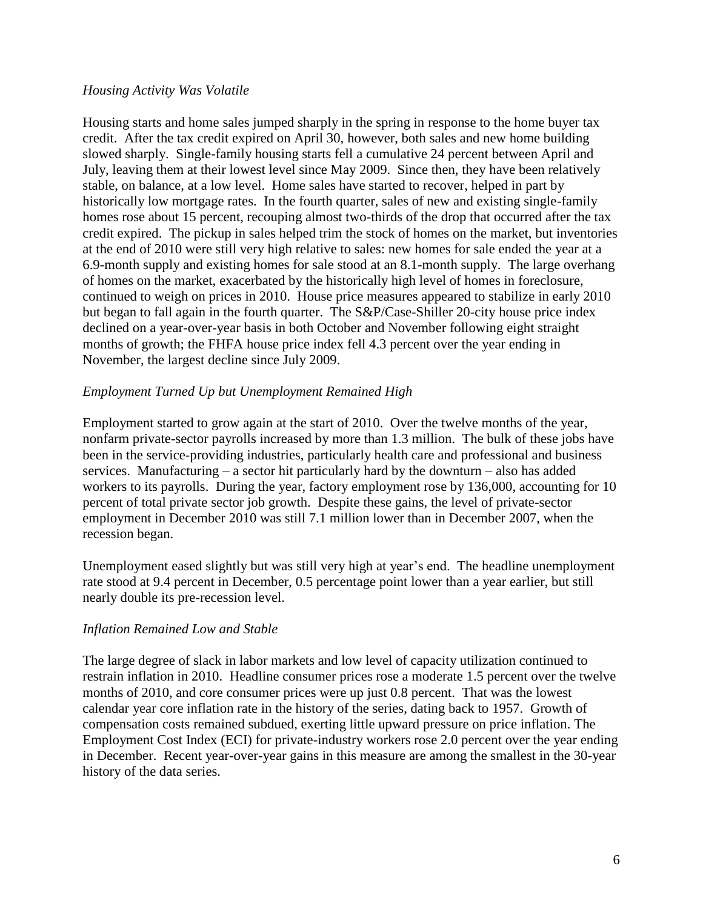*Housing Activity Was Volatile*

Housing starts and home sales jumped sharply in the spring in response to the home buyer tax credit. After the tax credit expired on April 30, however, both sales and new home building slowed sharply. Single-family housing starts fell a cumulative 24 percent between April and July, leaving them at their lowest level since May 2009. Since then, they have been relatively stable, on balance, at a low level. Home sales have started to recover, helped in part by historically low mortgage rates. In the fourth quarter, sales of new and existing single-family homes rose about 15 percent, recouping almost two-thirds of the drop that occurred after the tax credit expired. The pickup in sales helped trim the stock of homes on the market, but inventories at the end of 2010 were still very high relative to sales: new homes for sale ended the year at a 6.9-month supply and existing homes for sale stood at an 8.1-month supply. The large overhang of homes on the market, exacerbated by the historically high level of homes in foreclosure, continued to weigh on prices in 2010. House price measures appeared to stabilize in early 2010 but began to fall again in the fourth quarter. The S&P/Case-Shiller 20-city house price index declined on a year-over-year basis in both October and November following eight straight months of growth; the FHFA house price index fell 4.3 percent over the year ending in November, the largest decline since July 2009.

*Employment Turned Up but Unemployment Remained High*

Employment started to grow again at the start of 2010. Over the twelve months of the year, nonfarm private-sector payrolls increased by more than 1.3 million. The bulk of these jobs have been in the service-providing industries, particularly health care and professional and business services. Manufacturing – a sector hit particularly hard by the downturn – also has added workers to its payrolls. During the year, factory employment rose by 136,000, accounting for 10 percent of total private sector job growth. Despite these gains, the level of private-sector employment in December 2010 was still 7.1 million lower than in December 2007, when the recession began.

Unemployment eased slightly but was still very high at year's end. The headline unemployment rate stood at 9.4 percent in December, 0.5 percentage point lower than a year earlier, but still nearly double its pre-recession level.

*Inflation Remained Low and Stable*

The large degree of slack in labor markets and low level of capacity utilization continued to restrain inflation in 2010. Headline consumer prices rose a moderate 1.5 percent over the twelve months of 2010, and core consumer prices were up just 0.8 percent. That was the lowest calendar year core inflation rate in the history of the series, dating back to 1957. Growth of compensation costs remained subdued, exerting little upward pressure on price inflation. The Employment Cost Index (ECI) for private-industry workers rose 2.0 percent over the year ending in December. Recent year-over-year gains in this measure are among the smallest in the 30-year history of the data series.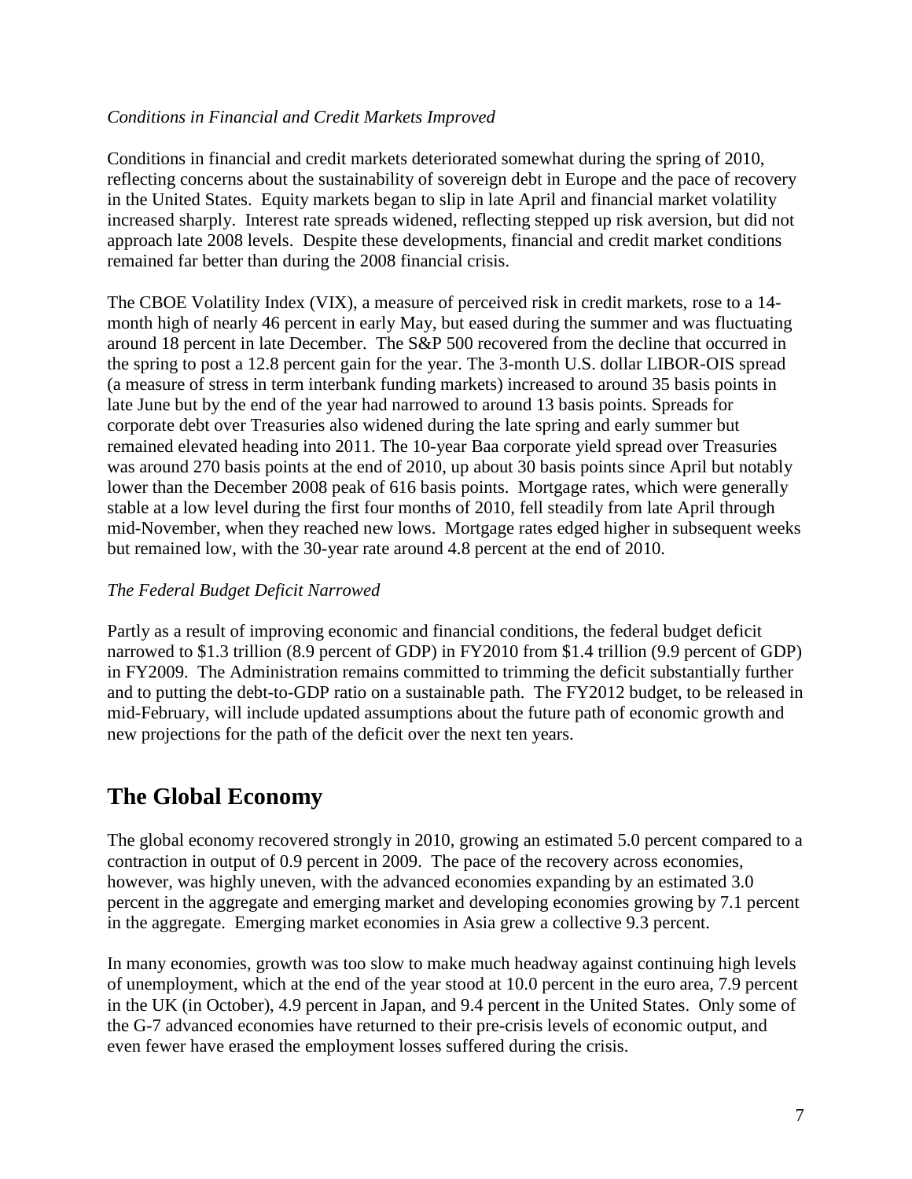*Conditions in Financial and Credit Markets Improved*

Conditions in financial and credit markets deteriorated somewhat during the spring of 2010, reflecting concerns about the sustainability of sovereign debt in Europe and the pace of recovery in the United States. Equity markets began to slip in late April and financial market volatility increased sharply. Interest rate spreads widened, reflecting stepped up risk aversion, but did not approach late 2008 levels. Despite these developments, financial and credit market conditions remained far better than during the 2008 financial crisis.

The CBOE Volatility Index (VIX), a measure of perceived risk in credit markets, rose to a 14-month high of nearly 46 percent in early May, but eased during the summer and was fluctuating around 18 percent in late December. The S&P 500 recovered from the decline that occurred in the spring to post a 12.8 percent gain for the year. The 3-month U.S. dollar LIBOR-OIS spread (a measure of stress in term interbank funding markets) increased to around 35 basis points in late June but by the end of the year had narrowed to around 13 basis points. Spreads for corporate debt over Treasuries also widened during the late spring and early summer but remained elevated heading into 2011. The 10-year Baa corporate yield spread over Treasuries was around 270 basis points at the end of 2010, up about 30 basis points since April but notably lower than the December 2008 peak of 616 basis points. Mortgage rates, which were generally stable at a low level during the first four months of 2010, fell steadily from late April through mid-November, when they reached new lows. Mortgage rates edged higher in subsequent weeks but remained low, with the 30-year rate around 4.8 percent at the end of 2010.

*The Federal Budget Deficit Narrowed*

Partly as a result of improving economic and financial conditions, the federal budget deficit narrowed to $1.3 trillion (8.9 percent of GDP) in FY2010 from $1.4 trillion (9.9 percent of GDP) in FY2009. The Administration remains committed to trimming the deficit substantially further and to putting the debt-to-GDP ratio on a sustainable path. The FY2012 budget, to be released in mid-February, will include updated assumptions about the future path of economic growth and new projections for the path of the deficit over the next ten years.

## The Global Economy

The global economy recovered strongly in 2010, growing an estimated 5.0 percent compared to a contraction in output of 0.9 percent in 2009. The pace of the recovery across economies, however, was highly uneven, with the advanced economies expanding by an estimated 3.0 percent in the aggregate and emerging market and developing economies growing by 7.1 percent in the aggregate. Emerging market economies in Asia grew a collective 9.3 percent.

In many economies, growth was too slow to make much headway against continuing high levels of unemployment, which at the end of the year stood at 10.0 percent in the euro area, 7.9 percent in the UK (in October), 4.9 percent in Japan, and 9.4 percent in the United States. Only some of the G-7 advanced economies have returned to their pre-crisis levels of economic output, and even fewer have erased the employment losses suffered during the crisis.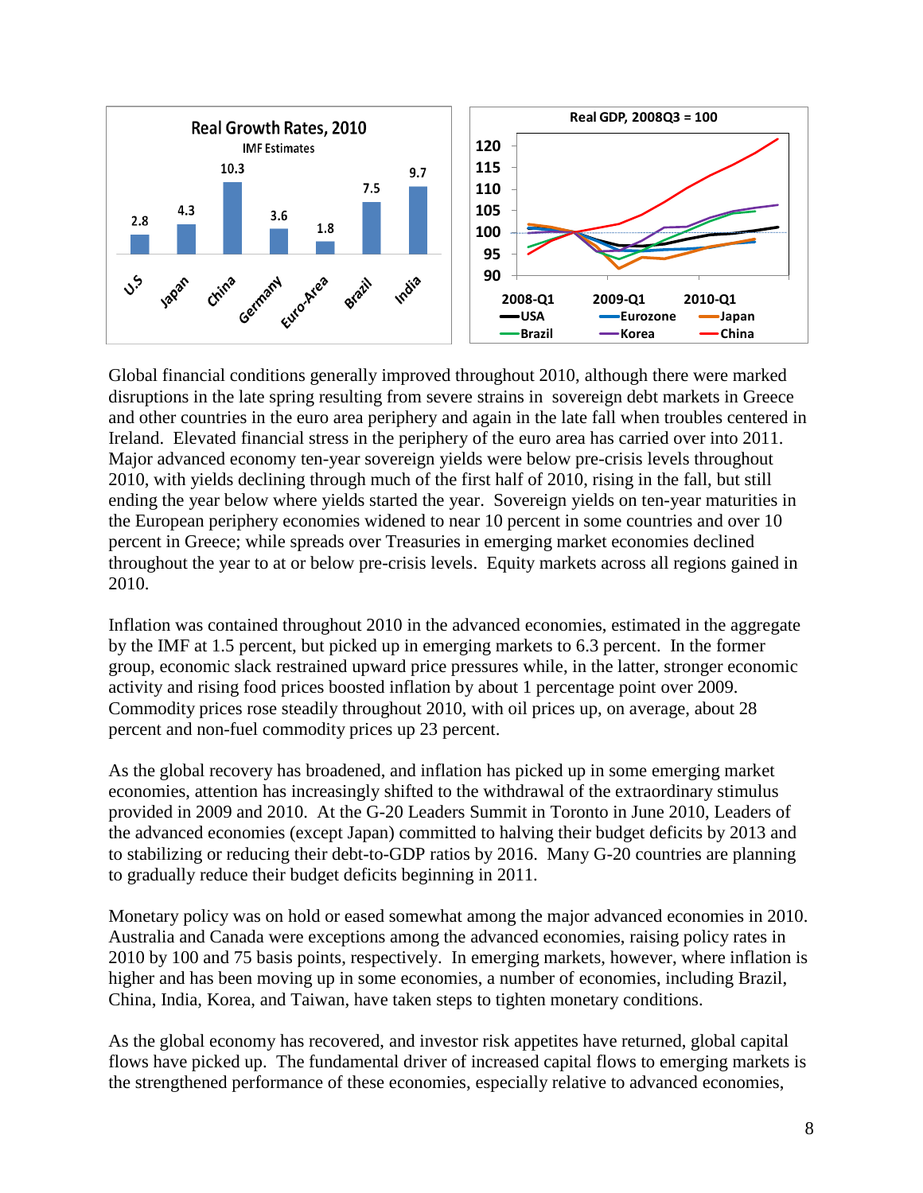Global financial conditions generally improved throughout 2010, although there were marked disruptions in the late spring resulting from severe strains in sovereign debt markets in Greece and other countries in the euro area periphery and again in the late fall when troubles centered in Ireland. Elevated financial stress in the periphery of the euro area has carried over into 2011. Major advanced economy ten-year sovereign yields were below pre-crisis levels throughout 2010, with yields declining through much of the first half of 2010, rising in the fall, but still ending the year below where yields started the year. Sovereign yields on ten-year maturities in the European periphery economies widened to near 10 percent in some countries and over 10 percent in Greece; while spreads over Treasuries in emerging market economies declined throughout the year to at or below pre-crisis levels. Equity markets across all regions gained in 2010.

Inflation was contained throughout 2010 in the advanced economies, estimated in the aggregate by the IMF at 1.5 percent, but picked up in emerging markets to 6.3 percent. In the former group, economic slack restrained upward price pressures while, in the latter, stronger economic activity and rising food prices boosted inflation by about 1 percentage point over 2009. Commodity prices rose steadily throughout 2010, with oil prices up, on average, about 28 percent and non-fuel commodity prices up 23 percent.

As the global recovery has broadened, and inflation has picked up in some emerging market economies, attention has increasingly shifted to the withdrawal of the extraordinary stimulus provided in 2009 and 2010. At the G-20 Leaders Summit in Toronto in June 2010, Leaders of the advanced economies (except Japan) committed to halving their budget deficits by 2013 and to stabilizing or reducing their debt-to-GDP ratios by 2016. Many G-20 countries are planning to gradually reduce their budget deficits beginning in 2011.

Monetary policy was on hold or eased somewhat among the major advanced economies in 2010. Australia and Canada were exceptions among the advanced economies, raising policy rates in 2010 by 100 and 75 basis points, respectively. In emerging markets, however, where inflation is higher and has been moving up in some economies, a number of economies, including Brazil, China, India, Korea, and Taiwan, have taken steps to tighten monetary conditions.

As the global economy has recovered, and investor risk appetites have returned, global capital flows have picked up. The fundamental driver of increased capital flows to emerging markets is the strengthened performance of these economies, especially relative to advanced economies,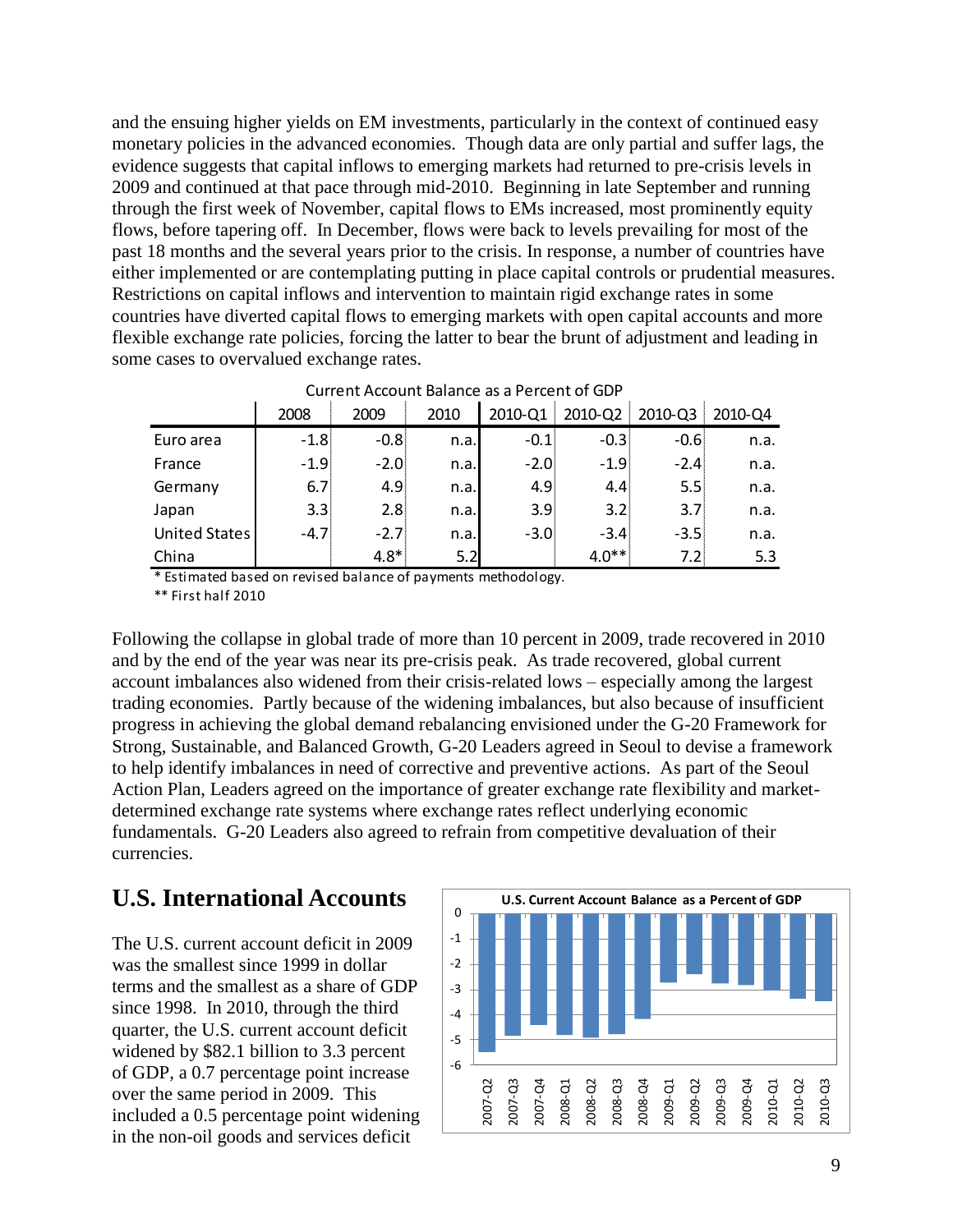and the ensuing higher yields on EM investments, particularly in the context of continued easy monetary policies in the advanced economies. Though data are only partial and suffer lags, the evidence suggests that capital inflows to emerging markets had returned to pre-crisis levels in 2009 and continued at that pace through mid-2010. Beginning in late September and running through the first week of November, capital flows to EMs increased, most prominently equity flows, before tapering off. In December, flows were back to levels prevailing for most of the past 18 months and the several years prior to the crisis. In response, a number of countries have either implemented or are contemplating putting in place capital controls or prudential measures. Restrictions on capital inflows and intervention to maintain rigid exchange rates in some countries have diverted capital flows to emerging markets with open capital accounts and more flexible exchange rate policies, forcing the latter to bear the brunt of adjustment and leading in some cases to overvalued exchange rates.

Current Account Balance as a Percent of GDP

| | 2008 | 2009 | 2010 | 2010-Q1 | 2010-Q2 | 2010-Q3 | 2010-Q4 |
|---|---|---|---|---|---|---|---|
| Euro area | -1.8 | -0.8 | n.a. | -0.1 | -0.3 | -0.6 | n.a. |
| France | -1.9 | -2.0 | n.a. | -2.0 | -1.9 | -2.4 | n.a. |
| Germany | 6.7 | 4.9 | n.a. | 4.9 | 4.4 | 5.5 | n.a. |
| Japan | 3.3 | 2.8 | n.a. | 3.9 | 3.2 | 3.7 | n.a. |
| United States | -4.7 | -2.7 | n.a. | -3.0 | -3.4 | -3.5 | n.a. |
| China | | 4.8* | 5.2 | | 4.0** | 7.2 | 5.3 |

\* Estimated based on revised balance of payments methodology.

\*\* First half 2010

Following the collapse in global trade of more than 10 percent in 2009, trade recovered in 2010 and by the end of the year was near its pre-crisis peak. As trade recovered, global current account imbalances also widened from their crisis-related lows – especially among the largest trading economies. Partly because of the widening imbalances, but also because of insufficient progress in achieving the global demand rebalancing envisioned under the G-20 Framework for Strong, Sustainable, and Balanced Growth, G-20 Leaders agreed in Seoul to devise a framework to help identify imbalances in need of corrective and preventive actions. As part of the Seoul Action Plan, Leaders agreed on the importance of greater exchange rate flexibility and market-determined exchange rate systems where exchange rates reflect underlying economic fundamentals. G-20 Leaders also agreed to refrain from competitive devaluation of their currencies.

## U.S. International Accounts

U.S. Current Account Balance as a Percent of GDP

The U.S. current account deficit in 2009 was the smallest since 1999 in dollar terms and the smallest as a share of GDP since 1998. In 2010, through the third quarter, the U.S. current account deficit widened by $82.1 billion to 3.3 percent of GDP, a 0.7 percentage point increase over the same period in 2009. This included a 0.5 percentage point widening in the non-oil goods and services deficit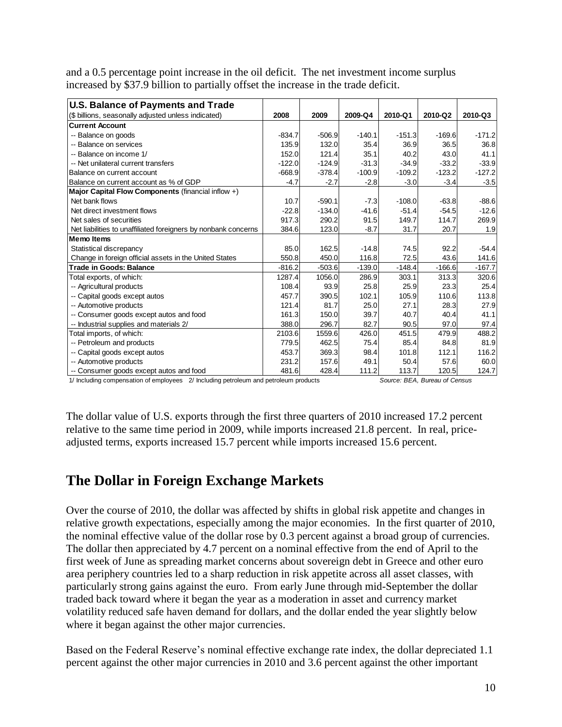and a 0.5 percentage point increase in the oil deficit. The net investment income surplus increased by $37.9 billion to partially offset the increase in the trade deficit.

| **U.S. Balance of Payments and Trade** ($ billions, seasonally adjusted unless indicated) | 2008 | 2009 | 2009-Q4 | 2010-Q1 | 2010-Q2 | 2010-Q3 |
|---|---|---|---|---|---|---|
| **Current Account** | | | | | | |
| -- Balance on goods | -834.7 | -506.9 | -140.1 | -151.3 | -169.6 | -171.2 |
| -- Balance on services | 135.9 | 132.0 | 35.4 | 36.9 | 36.5 | 36.8 |
| -- Balance on income 1/ | 152.0 | 121.4 | 35.1 | 40.2 | 43.0 | 41.1 |
| -- Net unilateral current transfers | -122.0 | -124.9 | -31.3 | -34.9 | -33.2 | -33.9 |
| Balance on current account | -668.9 | -378.4 | -100.9 | -109.2 | -123.2 | -127.2 |
| Balance on current account as % of GDP | -4.7 | -2.7 | -2.8 | -3.0 | -3.4 | -3.5 |
| **Major Capital Flow Components** (financial inflow +) | | | | | | |
| Net bank flows | 10.7 | -590.1 | -7.3 | -108.0 | -63.8 | -88.6 |
| Net direct investment flows | -22.8 | -134.0 | -41.6 | -51.4 | -54.5 | -12.6 |
| Net sales of securities | 917.3 | 290.2 | 91.5 | 149.7 | 114.7 | 269.9 |
| Net liabilities to unaffiliated foreigners by nonbank concerns | 384.6 | 123.0 | -8.7 | 31.7 | 20.7 | 1.9 |
| **Memo Items** | | | | | | |
| Statistical discrepancy | 85.0 | 162.5 | -14.8 | 74.5 | 92.2 | -54.4 |
| Change in foreign official assets in the United States | 550.8 | 450.0 | 116.8 | 72.5 | 43.6 | 141.6 |
| **Trade in Goods: Balance** | -816.2 | -503.6 | -139.0 | -148.4 | -166.6 | -167.7 |
| Total exports, of which: | 1287.4 | 1056.0 | 286.9 | 303.1 | 313.3 | 320.6 |
| -- Agricultural products | 108.4 | 93.9 | 25.8 | 25.9 | 23.3 | 25.4 |
| -- Capital goods except autos | 457.7 | 390.5 | 102.1 | 105.9 | 110.6 | 113.8 |
| -- Automotive products | 121.4 | 81.7 | 25.0 | 27.1 | 28.3 | 27.9 |
| -- Consumer goods except autos and food | 161.3 | 150.0 | 39.7 | 40.7 | 40.4 | 41.1 |
| -- Industrial supplies and materials 2/ | 388.0 | 296.7 | 82.7 | 90.5 | 97.0 | 97.4 |
| Total imports, of which: | 2103.6 | 1559.6 | 426.0 | 451.5 | 479.9 | 488.2 |
| -- Petroleum and products | 779.5 | 462.5 | 75.4 | 85.4 | 84.8 | 81.9 |
| -- Capital goods except autos | 453.7 | 369.3 | 98.4 | 101.8 | 112.1 | 116.2 |
| -- Automotive products | 231.2 | 157.6 | 49.1 | 50.4 | 57.6 | 60.0 |
| -- Consumer goods except autos and food | 481.6 | 428.4 | 111.2 | 113.7 | 120.5 | 124.7 |

1/ Including compensation of employees 2/ Including petroleum and petroleum products *Source: BEA, Bureau of Census*

The dollar value of U.S. exports through the first three quarters of 2010 increased 17.2 percent relative to the same time period in 2009, while imports increased 21.8 percent. In real, price-adjusted terms, exports increased 15.7 percent while imports increased 15.6 percent.

## The Dollar in Foreign Exchange Markets

Over the course of 2010, the dollar was affected by shifts in global risk appetite and changes in relative growth expectations, especially among the major economies. In the first quarter of 2010, the nominal effective value of the dollar rose by 0.3 percent against a broad group of currencies. The dollar then appreciated by 4.7 percent on a nominal effective from the end of April to the first week of June as spreading market concerns about sovereign debt in Greece and other euro area periphery countries led to a sharp reduction in risk appetite across all asset classes, with particularly strong gains against the euro. From early June through mid-September the dollar traded back toward where it began the year as a moderation in asset and currency market volatility reduced safe haven demand for dollars, and the dollar ended the year slightly below where it began against the other major currencies.

Based on the Federal Reserve's nominal effective exchange rate index, the dollar depreciated 1.1 percent against the other major currencies in 2010 and 3.6 percent against the other important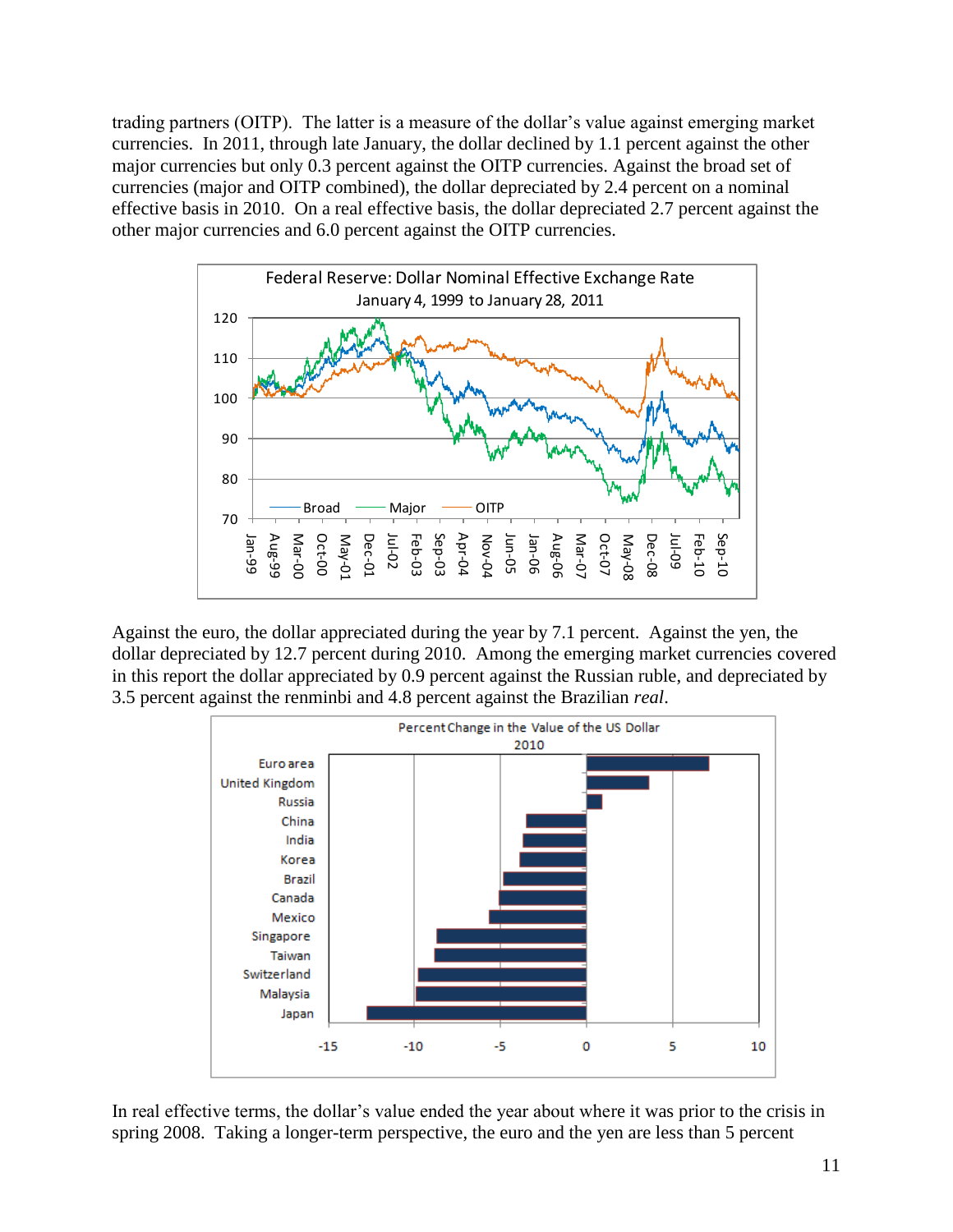trading partners (OITP). The latter is a measure of the dollar's value against emerging market currencies. In 2011, through late January, the dollar declined by 1.1 percent against the other major currencies but only 0.3 percent against the OITP currencies. Against the broad set of currencies (major and OITP combined), the dollar depreciated by 2.4 percent on a nominal effective basis in 2010. On a real effective basis, the dollar depreciated 2.7 percent against the other major currencies and 6.0 percent against the OITP currencies.

Against the euro, the dollar appreciated during the year by 7.1 percent. Against the yen, the dollar depreciated by 12.7 percent during 2010. Among the emerging market currencies covered in this report the dollar appreciated by 0.9 percent against the Russian ruble, and depreciated by 3.5 percent against the renminbi and 4.8 percent against the Brazilian *real*.

In real effective terms, the dollar's value ended the year about where it was prior to the crisis in spring 2008. Taking a longer-term perspective, the euro and the yen are less than 5 percent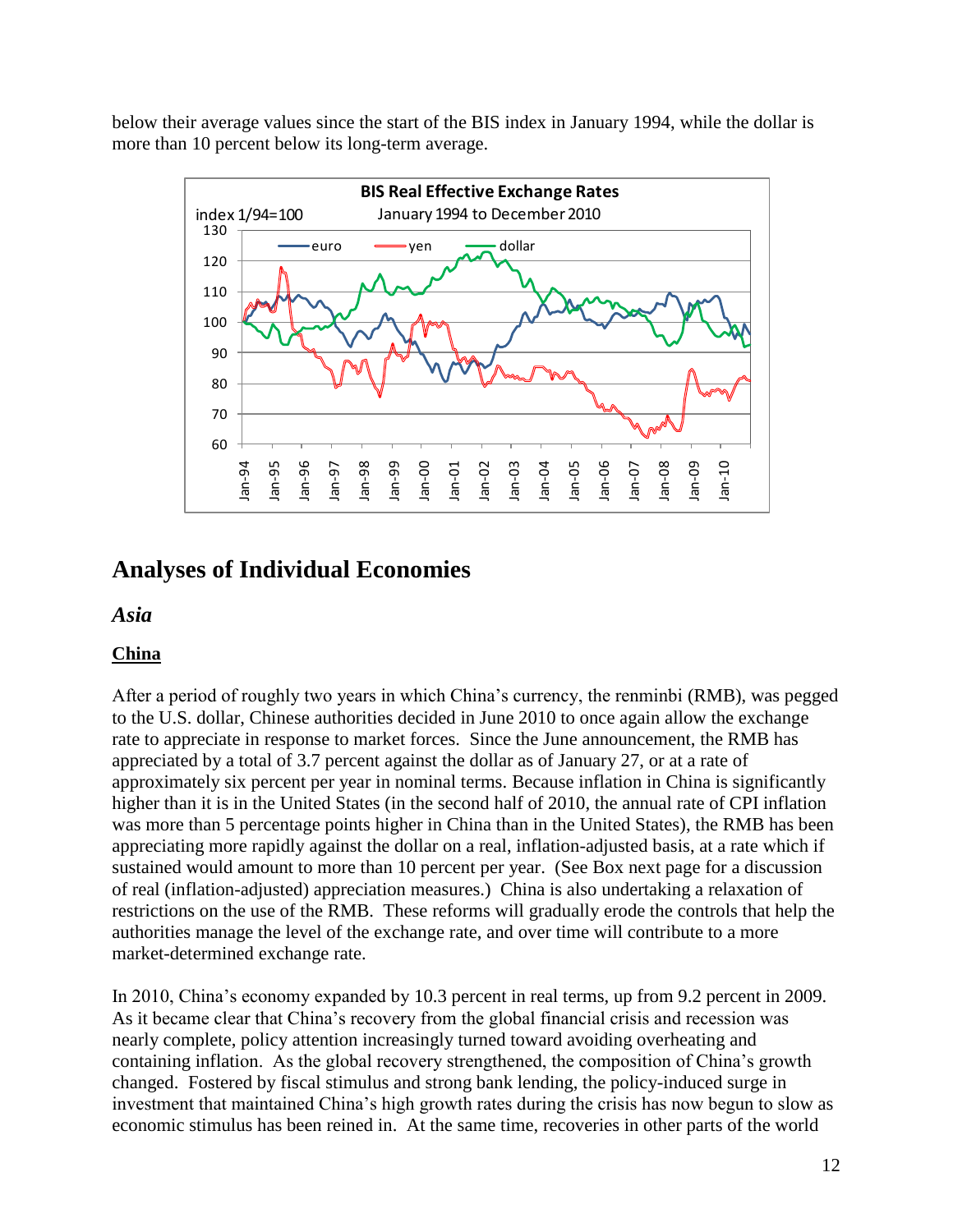below their average values since the start of the BIS index in January 1994, while the dollar is more than 10 percent below its long-term average.

# Analyses of Individual Economies

## *Asia*

### **China**

After a period of roughly two years in which China's currency, the renminbi (RMB), was pegged to the U.S. dollar, Chinese authorities decided in June 2010 to once again allow the exchange rate to appreciate in response to market forces. Since the June announcement, the RMB has appreciated by a total of 3.7 percent against the dollar as of January 27, or at a rate of approximately six percent per year in nominal terms. Because inflation in China is significantly higher than it is in the United States (in the second half of 2010, the annual rate of CPI inflation was more than 5 percentage points higher in China than in the United States), the RMB has been appreciating more rapidly against the dollar on a real, inflation-adjusted basis, at a rate which if sustained would amount to more than 10 percent per year. (See Box next page for a discussion of real (inflation-adjusted) appreciation measures.) China is also undertaking a relaxation of restrictions on the use of the RMB. These reforms will gradually erode the controls that help the authorities manage the level of the exchange rate, and over time will contribute to a more market-determined exchange rate.

In 2010, China's economy expanded by 10.3 percent in real terms, up from 9.2 percent in 2009. As it became clear that China's recovery from the global financial crisis and recession was nearly complete, policy attention increasingly turned toward avoiding overheating and containing inflation. As the global recovery strengthened, the composition of China's growth changed. Fostered by fiscal stimulus and strong bank lending, the policy-induced surge in investment that maintained China's high growth rates during the crisis has now begun to slow as economic stimulus has been reined in. At the same time, recoveries in other parts of the world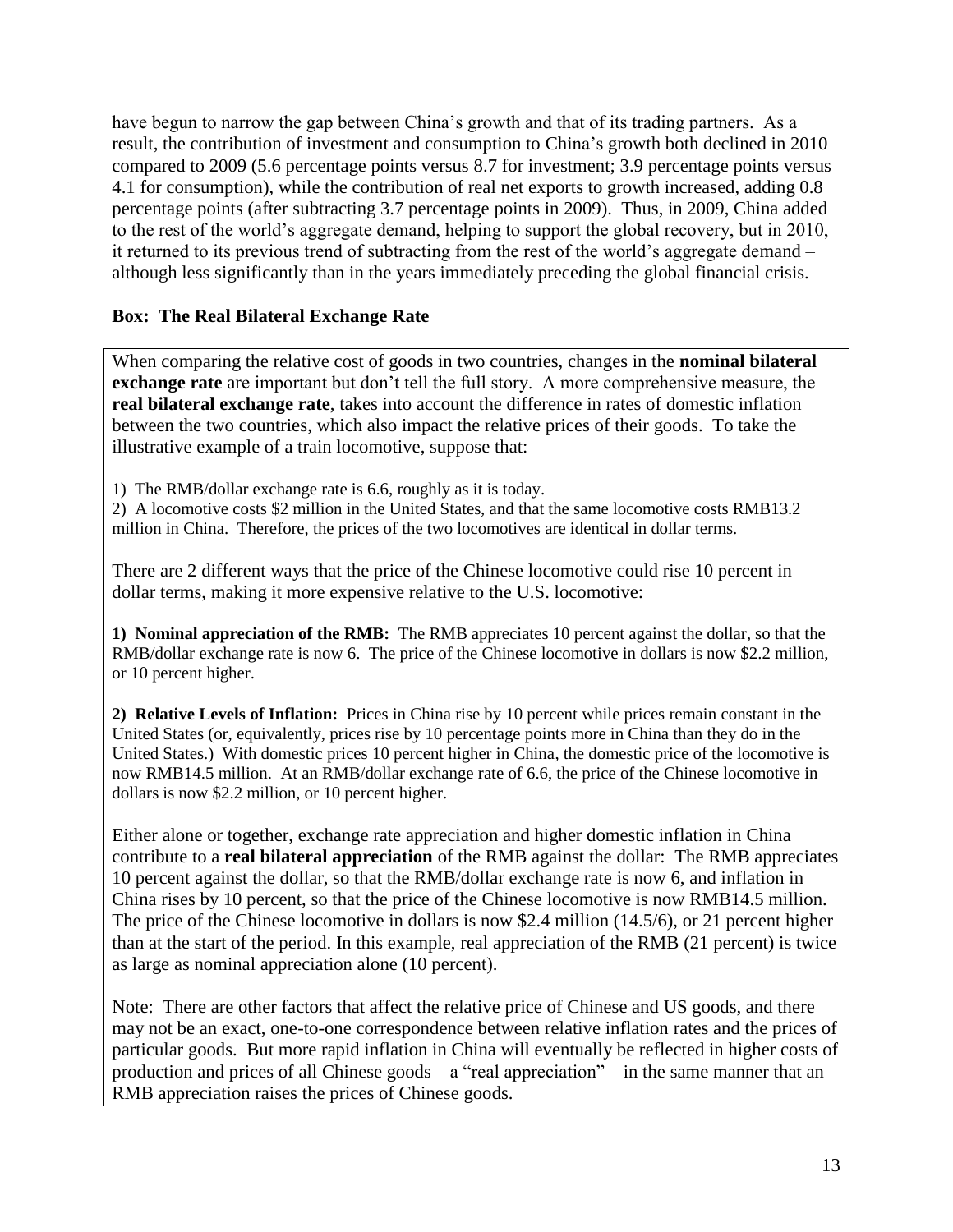have begun to narrow the gap between China's growth and that of its trading partners. As a result, the contribution of investment and consumption to China's growth both declined in 2010 compared to 2009 (5.6 percentage points versus 8.7 for investment; 3.9 percentage points versus 4.1 for consumption), while the contribution of real net exports to growth increased, adding 0.8 percentage points (after subtracting 3.7 percentage points in 2009). Thus, in 2009, China added to the rest of the world's aggregate demand, helping to support the global recovery, but in 2010, it returned to its previous trend of subtracting from the rest of the world's aggregate demand – although less significantly than in the years immediately preceding the global financial crisis.

**Box: The Real Bilateral Exchange Rate**

When comparing the relative cost of goods in two countries, changes in the **nominal bilateral exchange rate** are important but don't tell the full story. A more comprehensive measure, the **real bilateral exchange rate**, takes into account the difference in rates of domestic inflation between the two countries, which also impact the relative prices of their goods. To take the illustrative example of a train locomotive, suppose that:

1) The RMB/dollar exchange rate is 6.6, roughly as it is today.
2) A locomotive costs $2 million in the United States, and that the same locomotive costs RMB13.2 million in China. Therefore, the prices of the two locomotives are identical in dollar terms.

There are 2 different ways that the price of the Chinese locomotive could rise 10 percent in dollar terms, making it more expensive relative to the U.S. locomotive:

**1) Nominal appreciation of the RMB:** The RMB appreciates 10 percent against the dollar, so that the RMB/dollar exchange rate is now 6. The price of the Chinese locomotive in dollars is now $2.2 million, or 10 percent higher.

**2) Relative Levels of Inflation:** Prices in China rise by 10 percent while prices remain constant in the United States (or, equivalently, prices rise by 10 percentage points more in China than they do in the United States.) With domestic prices 10 percent higher in China, the domestic price of the locomotive is now RMB14.5 million. At an RMB/dollar exchange rate of 6.6, the price of the Chinese locomotive in dollars is now $2.2 million, or 10 percent higher.

Either alone or together, exchange rate appreciation and higher domestic inflation in China contribute to a **real bilateral appreciation** of the RMB against the dollar: The RMB appreciates 10 percent against the dollar, so that the RMB/dollar exchange rate is now 6, and inflation in China rises by 10 percent, so that the price of the Chinese locomotive is now RMB14.5 million. The price of the Chinese locomotive in dollars is now $2.4 million (14.5/6), or 21 percent higher than at the start of the period. In this example, real appreciation of the RMB (21 percent) is twice as large as nominal appreciation alone (10 percent).

Note: There are other factors that affect the relative price of Chinese and US goods, and there may not be an exact, one-to-one correspondence between relative inflation rates and the prices of particular goods. But more rapid inflation in China will eventually be reflected in higher costs of production and prices of all Chinese goods – a "real appreciation" – in the same manner that an RMB appreciation raises the prices of Chinese goods.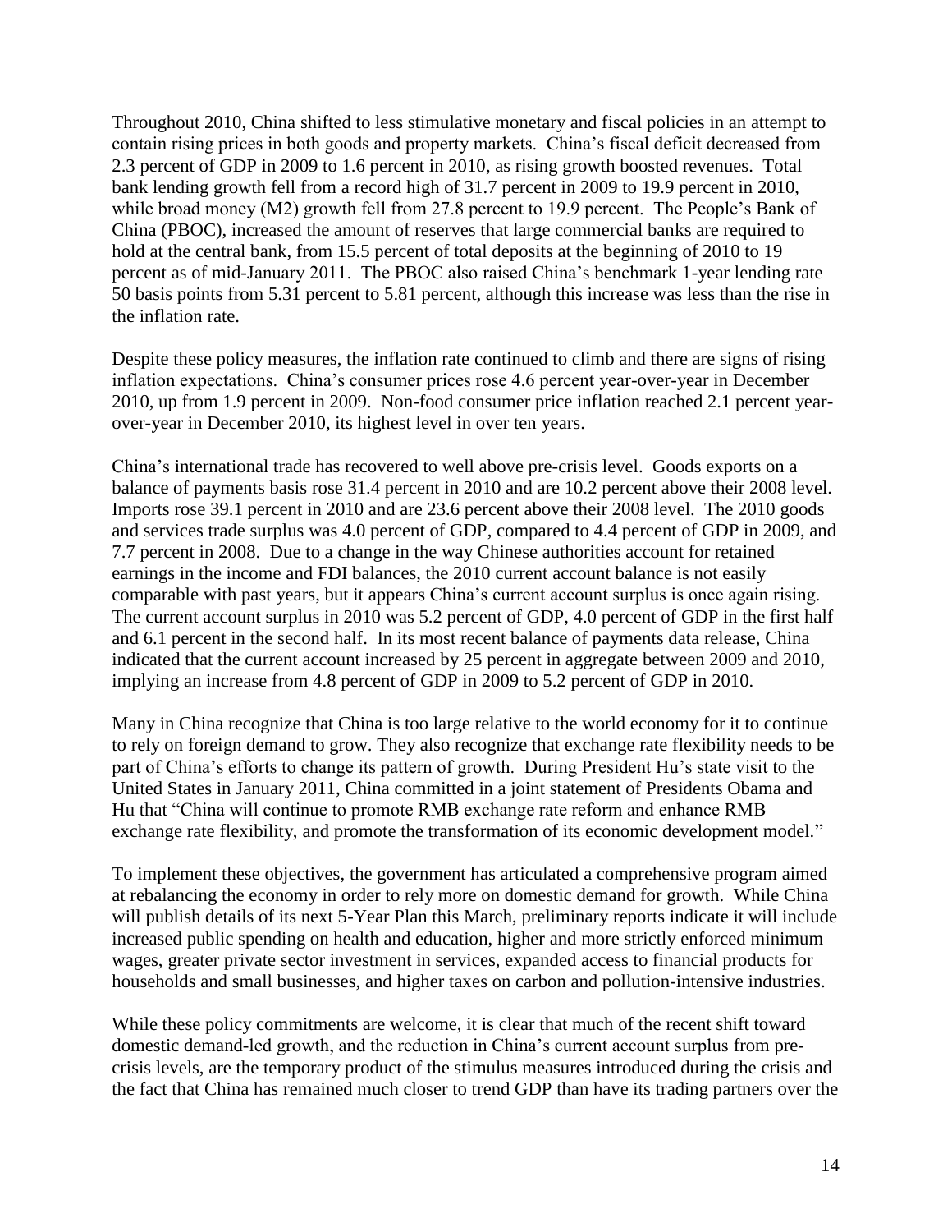Throughout 2010, China shifted to less stimulative monetary and fiscal policies in an attempt to contain rising prices in both goods and property markets. China's fiscal deficit decreased from 2.3 percent of GDP in 2009 to 1.6 percent in 2010, as rising growth boosted revenues. Total bank lending growth fell from a record high of 31.7 percent in 2009 to 19.9 percent in 2010, while broad money (M2) growth fell from 27.8 percent to 19.9 percent. The People's Bank of China (PBOC), increased the amount of reserves that large commercial banks are required to hold at the central bank, from 15.5 percent of total deposits at the beginning of 2010 to 19 percent as of mid-January 2011. The PBOC also raised China's benchmark 1-year lending rate 50 basis points from 5.31 percent to 5.81 percent, although this increase was less than the rise in the inflation rate.

Despite these policy measures, the inflation rate continued to climb and there are signs of rising inflation expectations. China's consumer prices rose 4.6 percent year-over-year in December 2010, up from 1.9 percent in 2009. Non-food consumer price inflation reached 2.1 percent year-over-year in December 2010, its highest level in over ten years.

China's international trade has recovered to well above pre-crisis level. Goods exports on a balance of payments basis rose 31.4 percent in 2010 and are 10.2 percent above their 2008 level. Imports rose 39.1 percent in 2010 and are 23.6 percent above their 2008 level. The 2010 goods and services trade surplus was 4.0 percent of GDP, compared to 4.4 percent of GDP in 2009, and 7.7 percent in 2008. Due to a change in the way Chinese authorities account for retained earnings in the income and FDI balances, the 2010 current account balance is not easily comparable with past years, but it appears China's current account surplus is once again rising. The current account surplus in 2010 was 5.2 percent of GDP, 4.0 percent of GDP in the first half and 6.1 percent in the second half. In its most recent balance of payments data release, China indicated that the current account increased by 25 percent in aggregate between 2009 and 2010, implying an increase from 4.8 percent of GDP in 2009 to 5.2 percent of GDP in 2010.

Many in China recognize that China is too large relative to the world economy for it to continue to rely on foreign demand to grow. They also recognize that exchange rate flexibility needs to be part of China's efforts to change its pattern of growth. During President Hu's state visit to the United States in January 2011, China committed in a joint statement of Presidents Obama and Hu that "China will continue to promote RMB exchange rate reform and enhance RMB exchange rate flexibility, and promote the transformation of its economic development model."

To implement these objectives, the government has articulated a comprehensive program aimed at rebalancing the economy in order to rely more on domestic demand for growth. While China will publish details of its next 5-Year Plan this March, preliminary reports indicate it will include increased public spending on health and education, higher and more strictly enforced minimum wages, greater private sector investment in services, expanded access to financial products for households and small businesses, and higher taxes on carbon and pollution-intensive industries.

While these policy commitments are welcome, it is clear that much of the recent shift toward domestic demand-led growth, and the reduction in China's current account surplus from pre-crisis levels, are the temporary product of the stimulus measures introduced during the crisis and the fact that China has remained much closer to trend GDP than have its trading partners over the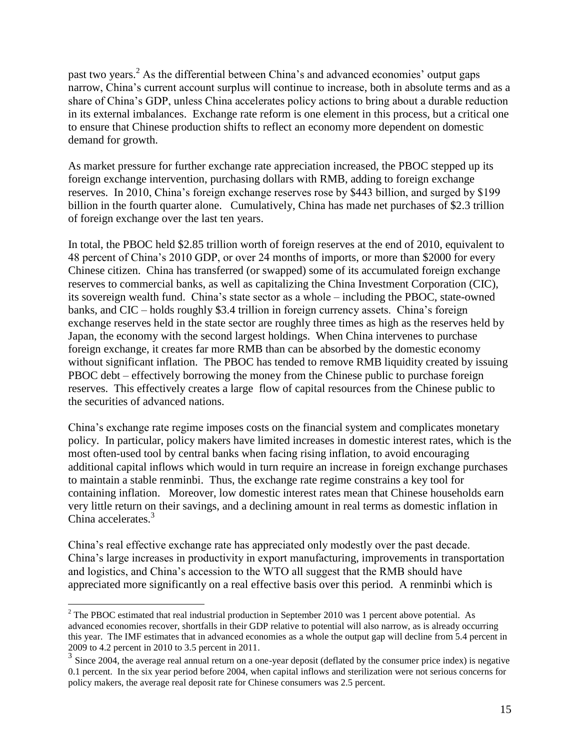past two years.[2] As the differential between China's and advanced economies' output gaps narrow, China's current account surplus will continue to increase, both in absolute terms and as a share of China's GDP, unless China accelerates policy actions to bring about a durable reduction in its external imbalances. Exchange rate reform is one element in this process, but a critical one to ensure that Chinese production shifts to reflect an economy more dependent on domestic demand for growth.

As market pressure for further exchange rate appreciation increased, the PBOC stepped up its foreign exchange intervention, purchasing dollars with RMB, adding to foreign exchange reserves. In 2010, China's foreign exchange reserves rose by $443 billion, and surged by $199 billion in the fourth quarter alone. Cumulatively, China has made net purchases of $2.3 trillion of foreign exchange over the last ten years.

In total, the PBOC held $2.85 trillion worth of foreign reserves at the end of 2010, equivalent to 48 percent of China's 2010 GDP, or over 24 months of imports, or more than $2000 for every Chinese citizen. China has transferred (or swapped) some of its accumulated foreign exchange reserves to commercial banks, as well as capitalizing the China Investment Corporation (CIC), its sovereign wealth fund. China's state sector as a whole – including the PBOC, state-owned banks, and CIC – holds roughly $3.4 trillion in foreign currency assets. China's foreign exchange reserves held in the state sector are roughly three times as high as the reserves held by Japan, the economy with the second largest holdings. When China intervenes to purchase foreign exchange, it creates far more RMB than can be absorbed by the domestic economy without significant inflation. The PBOC has tended to remove RMB liquidity created by issuing PBOC debt – effectively borrowing the money from the Chinese public to purchase foreign reserves. This effectively creates a large flow of capital resources from the Chinese public to the securities of advanced nations.

China's exchange rate regime imposes costs on the financial system and complicates monetary policy. In particular, policy makers have limited increases in domestic interest rates, which is the most often-used tool by central banks when facing rising inflation, to avoid encouraging additional capital inflows which would in turn require an increase in foreign exchange purchases to maintain a stable renminbi. Thus, the exchange rate regime constrains a key tool for containing inflation. Moreover, low domestic interest rates mean that Chinese households earn very little return on their savings, and a declining amount in real terms as domestic inflation in China accelerates.[3]

China's real effective exchange rate has appreciated only modestly over the past decade. China's large increases in productivity in export manufacturing, improvements in transportation and logistics, and China's accession to the WTO all suggest that the RMB should have appreciated more significantly on a real effective basis over this period. A renminbi which is

---

[2] The PBOC estimated that real industrial production in September 2010 was 1 percent above potential. As advanced economies recover, shortfalls in their GDP relative to potential will also narrow, as is already occurring this year. The IMF estimates that in advanced economies as a whole the output gap will decline from 5.4 percent in 2009 to 4.2 percent in 2010 to 3.5 percent in 2011.

[3] Since 2004, the average real annual return on a one-year deposit (deflated by the consumer price index) is negative 0.1 percent. In the six year period before 2004, when capital inflows and sterilization were not serious concerns for policy makers, the average real deposit rate for Chinese consumers was 2.5 percent.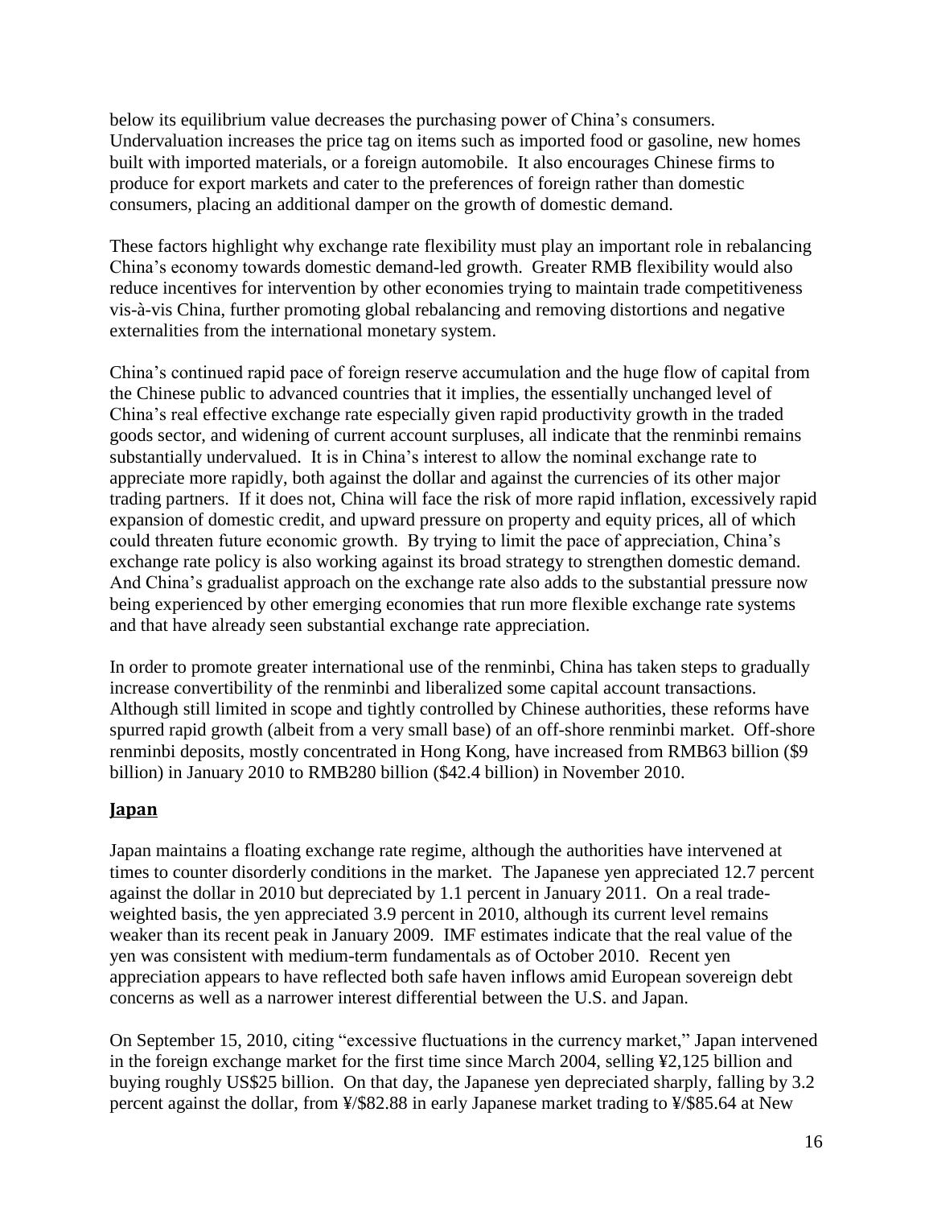below its equilibrium value decreases the purchasing power of China's consumers. Undervaluation increases the price tag on items such as imported food or gasoline, new homes built with imported materials, or a foreign automobile. It also encourages Chinese firms to produce for export markets and cater to the preferences of foreign rather than domestic consumers, placing an additional damper on the growth of domestic demand.

These factors highlight why exchange rate flexibility must play an important role in rebalancing China's economy towards domestic demand-led growth. Greater RMB flexibility would also reduce incentives for intervention by other economies trying to maintain trade competitiveness vis-à-vis China, further promoting global rebalancing and removing distortions and negative externalities from the international monetary system.

China's continued rapid pace of foreign reserve accumulation and the huge flow of capital from the Chinese public to advanced countries that it implies, the essentially unchanged level of China's real effective exchange rate especially given rapid productivity growth in the traded goods sector, and widening of current account surpluses, all indicate that the renminbi remains substantially undervalued. It is in China's interest to allow the nominal exchange rate to appreciate more rapidly, both against the dollar and against the currencies of its other major trading partners. If it does not, China will face the risk of more rapid inflation, excessively rapid expansion of domestic credit, and upward pressure on property and equity prices, all of which could threaten future economic growth. By trying to limit the pace of appreciation, China's exchange rate policy is also working against its broad strategy to strengthen domestic demand. And China's gradualist approach on the exchange rate also adds to the substantial pressure now being experienced by other emerging economies that run more flexible exchange rate systems and that have already seen substantial exchange rate appreciation.

In order to promote greater international use of the renminbi, China has taken steps to gradually increase convertibility of the renminbi and liberalized some capital account transactions. Although still limited in scope and tightly controlled by Chinese authorities, these reforms have spurred rapid growth (albeit from a very small base) of an off-shore renminbi market. Off-shore renminbi deposits, mostly concentrated in Hong Kong, have increased from RMB63 billion ($9 billion) in January 2010 to RMB280 billion ($42.4 billion) in November 2010.

## Japan

Japan maintains a floating exchange rate regime, although the authorities have intervened at times to counter disorderly conditions in the market. The Japanese yen appreciated 12.7 percent against the dollar in 2010 but depreciated by 1.1 percent in January 2011. On a real trade-weighted basis, the yen appreciated 3.9 percent in 2010, although its current level remains weaker than its recent peak in January 2009. IMF estimates indicate that the real value of the yen was consistent with medium-term fundamentals as of October 2010. Recent yen appreciation appears to have reflected both safe haven inflows amid European sovereign debt concerns as well as a narrower interest differential between the U.S. and Japan.

On September 15, 2010, citing "excessive fluctuations in the currency market," Japan intervened in the foreign exchange market for the first time since March 2004, selling ¥2,125 billion and buying roughly US$25 billion. On that day, the Japanese yen depreciated sharply, falling by 3.2 percent against the dollar, from ¥/$82.88 in early Japanese market trading to ¥/$85.64 at New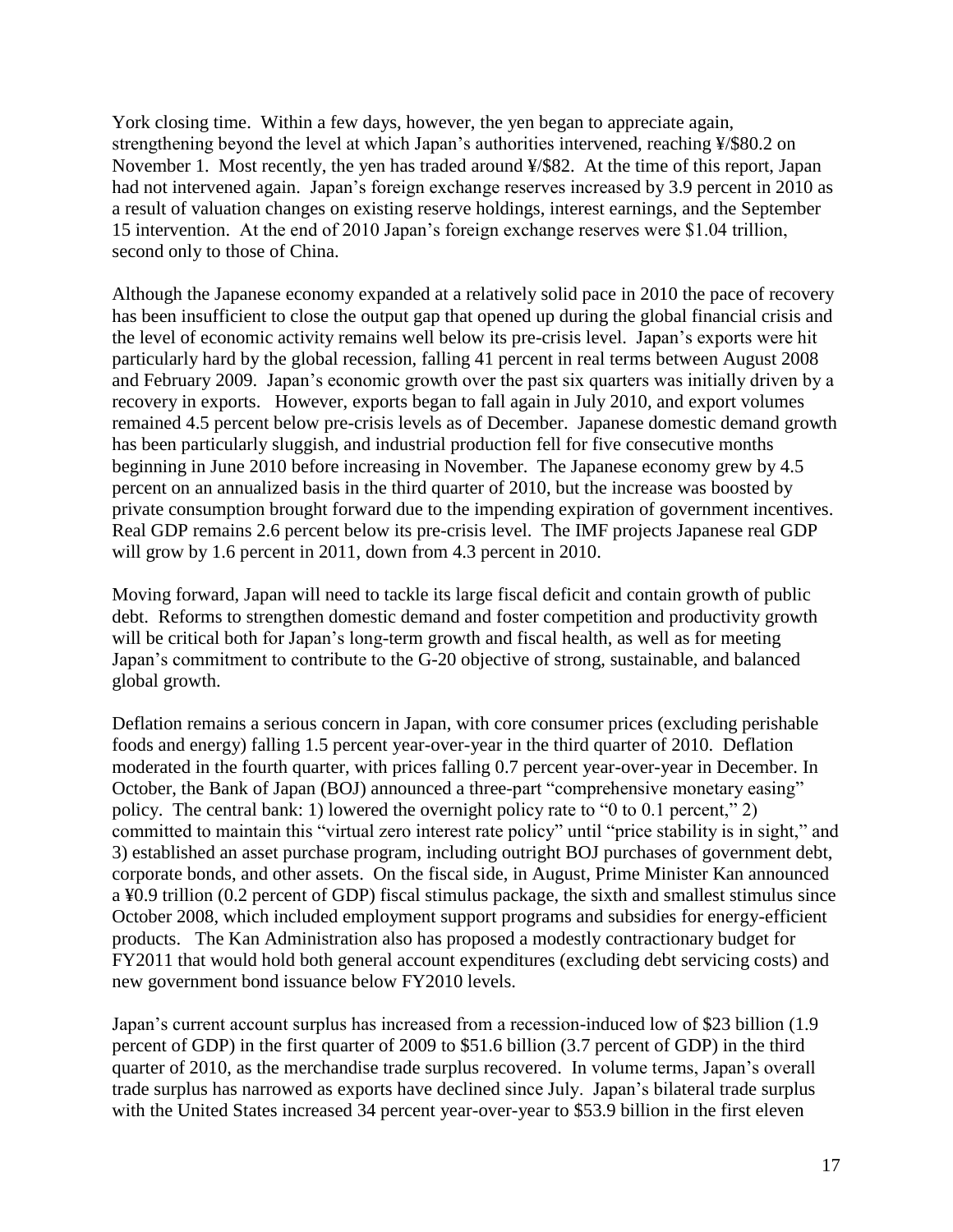York closing time. Within a few days, however, the yen began to appreciate again, strengthening beyond the level at which Japan's authorities intervened, reaching ¥/$80.2 on November 1. Most recently, the yen has traded around ¥/$82. At the time of this report, Japan had not intervened again. Japan's foreign exchange reserves increased by 3.9 percent in 2010 as a result of valuation changes on existing reserve holdings, interest earnings, and the September 15 intervention. At the end of 2010 Japan's foreign exchange reserves were $1.04 trillion, second only to those of China.

Although the Japanese economy expanded at a relatively solid pace in 2010 the pace of recovery has been insufficient to close the output gap that opened up during the global financial crisis and the level of economic activity remains well below its pre-crisis level. Japan's exports were hit particularly hard by the global recession, falling 41 percent in real terms between August 2008 and February 2009. Japan's economic growth over the past six quarters was initially driven by a recovery in exports. However, exports began to fall again in July 2010, and export volumes remained 4.5 percent below pre-crisis levels as of December. Japanese domestic demand growth has been particularly sluggish, and industrial production fell for five consecutive months beginning in June 2010 before increasing in November. The Japanese economy grew by 4.5 percent on an annualized basis in the third quarter of 2010, but the increase was boosted by private consumption brought forward due to the impending expiration of government incentives. Real GDP remains 2.6 percent below its pre-crisis level. The IMF projects Japanese real GDP will grow by 1.6 percent in 2011, down from 4.3 percent in 2010.

Moving forward, Japan will need to tackle its large fiscal deficit and contain growth of public debt. Reforms to strengthen domestic demand and foster competition and productivity growth will be critical both for Japan's long-term growth and fiscal health, as well as for meeting Japan's commitment to contribute to the G-20 objective of strong, sustainable, and balanced global growth.

Deflation remains a serious concern in Japan, with core consumer prices (excluding perishable foods and energy) falling 1.5 percent year-over-year in the third quarter of 2010. Deflation moderated in the fourth quarter, with prices falling 0.7 percent year-over-year in December. In October, the Bank of Japan (BOJ) announced a three-part "comprehensive monetary easing" policy. The central bank: 1) lowered the overnight policy rate to "0 to 0.1 percent," 2) committed to maintain this "virtual zero interest rate policy" until "price stability is in sight," and 3) established an asset purchase program, including outright BOJ purchases of government debt, corporate bonds, and other assets. On the fiscal side, in August, Prime Minister Kan announced a ¥0.9 trillion (0.2 percent of GDP) fiscal stimulus package, the sixth and smallest stimulus since October 2008, which included employment support programs and subsidies for energy-efficient products. The Kan Administration also has proposed a modestly contractionary budget for FY2011 that would hold both general account expenditures (excluding debt servicing costs) and new government bond issuance below FY2010 levels.

Japan's current account surplus has increased from a recession-induced low of $23 billion (1.9 percent of GDP) in the first quarter of 2009 to $51.6 billion (3.7 percent of GDP) in the third quarter of 2010, as the merchandise trade surplus recovered. In volume terms, Japan's overall trade surplus has narrowed as exports have declined since July. Japan's bilateral trade surplus with the United States increased 34 percent year-over-year to $53.9 billion in the first eleven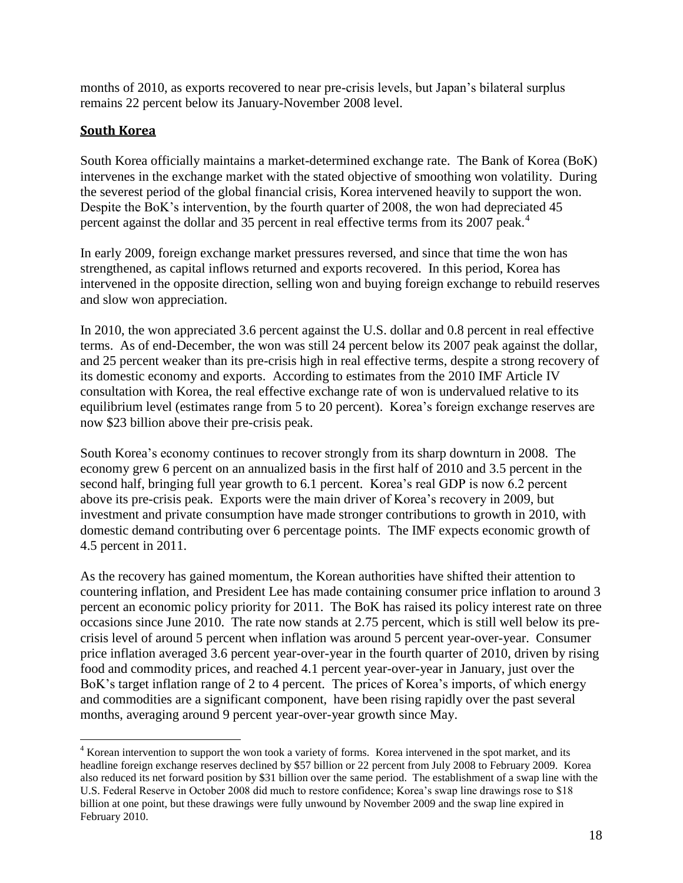months of 2010, as exports recovered to near pre-crisis levels, but Japan's bilateral surplus remains 22 percent below its January-November 2008 level.

## South Korea

South Korea officially maintains a market-determined exchange rate. The Bank of Korea (BoK) intervenes in the exchange market with the stated objective of smoothing won volatility. During the severest period of the global financial crisis, Korea intervened heavily to support the won. Despite the BoK's intervention, by the fourth quarter of 2008, the won had depreciated 45 percent against the dollar and 35 percent in real effective terms from its 2007 peak.[4]

In early 2009, foreign exchange market pressures reversed, and since that time the won has strengthened, as capital inflows returned and exports recovered. In this period, Korea has intervened in the opposite direction, selling won and buying foreign exchange to rebuild reserves and slow won appreciation.

In 2010, the won appreciated 3.6 percent against the U.S. dollar and 0.8 percent in real effective terms. As of end-December, the won was still 24 percent below its 2007 peak against the dollar, and 25 percent weaker than its pre-crisis high in real effective terms, despite a strong recovery of its domestic economy and exports. According to estimates from the 2010 IMF Article IV consultation with Korea, the real effective exchange rate of won is undervalued relative to its equilibrium level (estimates range from 5 to 20 percent). Korea's foreign exchange reserves are now $23 billion above their pre-crisis peak.

South Korea's economy continues to recover strongly from its sharp downturn in 2008. The economy grew 6 percent on an annualized basis in the first half of 2010 and 3.5 percent in the second half, bringing full year growth to 6.1 percent. Korea's real GDP is now 6.2 percent above its pre-crisis peak. Exports were the main driver of Korea's recovery in 2009, but investment and private consumption have made stronger contributions to growth in 2010, with domestic demand contributing over 6 percentage points. The IMF expects economic growth of 4.5 percent in 2011.

As the recovery has gained momentum, the Korean authorities have shifted their attention to countering inflation, and President Lee has made containing consumer price inflation to around 3 percent an economic policy priority for 2011. The BoK has raised its policy interest rate on three occasions since June 2010. The rate now stands at 2.75 percent, which is still well below its pre-crisis level of around 5 percent when inflation was around 5 percent year-over-year. Consumer price inflation averaged 3.6 percent year-over-year in the fourth quarter of 2010, driven by rising food and commodity prices, and reached 4.1 percent year-over-year in January, just over the BoK's target inflation range of 2 to 4 percent. The prices of Korea's imports, of which energy and commodities are a significant component, have been rising rapidly over the past several months, averaging around 9 percent year-over-year growth since May.

---

[4] Korean intervention to support the won took a variety of forms. Korea intervened in the spot market, and its headline foreign exchange reserves declined by $57 billion or 22 percent from July 2008 to February 2009. Korea also reduced its net forward position by $31 billion over the same period. The establishment of a swap line with the U.S. Federal Reserve in October 2008 did much to restore confidence; Korea's swap line drawings rose to $18 billion at one point, but these drawings were fully unwound by November 2009 and the swap line expired in February 2010.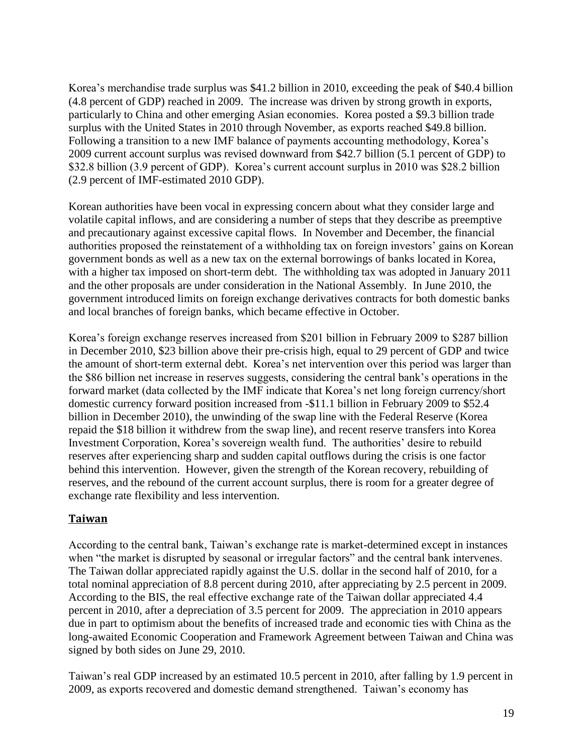Korea's merchandise trade surplus was $41.2 billion in 2010, exceeding the peak of $40.4 billion (4.8 percent of GDP) reached in 2009. The increase was driven by strong growth in exports, particularly to China and other emerging Asian economies. Korea posted a $9.3 billion trade surplus with the United States in 2010 through November, as exports reached $49.8 billion. Following a transition to a new IMF balance of payments accounting methodology, Korea's 2009 current account surplus was revised downward from $42.7 billion (5.1 percent of GDP) to $32.8 billion (3.9 percent of GDP). Korea's current account surplus in 2010 was $28.2 billion (2.9 percent of IMF-estimated 2010 GDP).

Korean authorities have been vocal in expressing concern about what they consider large and volatile capital inflows, and are considering a number of steps that they describe as preemptive and precautionary against excessive capital flows. In November and December, the financial authorities proposed the reinstatement of a withholding tax on foreign investors' gains on Korean government bonds as well as a new tax on the external borrowings of banks located in Korea, with a higher tax imposed on short-term debt. The withholding tax was adopted in January 2011 and the other proposals are under consideration in the National Assembly. In June 2010, the government introduced limits on foreign exchange derivatives contracts for both domestic banks and local branches of foreign banks, which became effective in October.

Korea's foreign exchange reserves increased from $201 billion in February 2009 to $287 billion in December 2010, $23 billion above their pre-crisis high, equal to 29 percent of GDP and twice the amount of short-term external debt. Korea's net intervention over this period was larger than the $86 billion net increase in reserves suggests, considering the central bank's operations in the forward market (data collected by the IMF indicate that Korea's net long foreign currency/short domestic currency forward position increased from -$11.1 billion in February 2009 to $52.4 billion in December 2010), the unwinding of the swap line with the Federal Reserve (Korea repaid the $18 billion it withdrew from the swap line), and recent reserve transfers into Korea Investment Corporation, Korea's sovereign wealth fund. The authorities' desire to rebuild reserves after experiencing sharp and sudden capital outflows during the crisis is one factor behind this intervention. However, given the strength of the Korean recovery, rebuilding of reserves, and the rebound of the current account surplus, there is room for a greater degree of exchange rate flexibility and less intervention.

## **Taiwan**

According to the central bank, Taiwan's exchange rate is market-determined except in instances when "the market is disrupted by seasonal or irregular factors" and the central bank intervenes. The Taiwan dollar appreciated rapidly against the U.S. dollar in the second half of 2010, for a total nominal appreciation of 8.8 percent during 2010, after appreciating by 2.5 percent in 2009. According to the BIS, the real effective exchange rate of the Taiwan dollar appreciated 4.4 percent in 2010, after a depreciation of 3.5 percent for 2009. The appreciation in 2010 appears due in part to optimism about the benefits of increased trade and economic ties with China as the long-awaited Economic Cooperation and Framework Agreement between Taiwan and China was signed by both sides on June 29, 2010.

Taiwan's real GDP increased by an estimated 10.5 percent in 2010, after falling by 1.9 percent in 2009, as exports recovered and domestic demand strengthened. Taiwan's economy has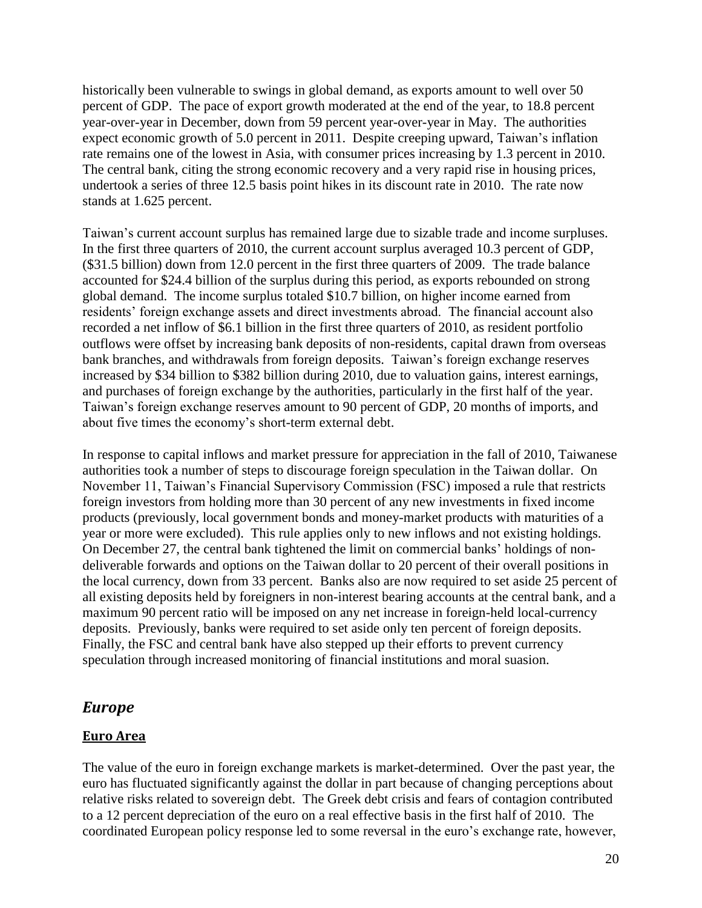historically been vulnerable to swings in global demand, as exports amount to well over 50 percent of GDP. The pace of export growth moderated at the end of the year, to 18.8 percent year-over-year in December, down from 59 percent year-over-year in May. The authorities expect economic growth of 5.0 percent in 2011. Despite creeping upward, Taiwan's inflation rate remains one of the lowest in Asia, with consumer prices increasing by 1.3 percent in 2010. The central bank, citing the strong economic recovery and a very rapid rise in housing prices, undertook a series of three 12.5 basis point hikes in its discount rate in 2010. The rate now stands at 1.625 percent.

Taiwan's current account surplus has remained large due to sizable trade and income surpluses. In the first three quarters of 2010, the current account surplus averaged 10.3 percent of GDP, ($31.5 billion) down from 12.0 percent in the first three quarters of 2009. The trade balance accounted for $24.4 billion of the surplus during this period, as exports rebounded on strong global demand. The income surplus totaled $10.7 billion, on higher income earned from residents' foreign exchange assets and direct investments abroad. The financial account also recorded a net inflow of $6.1 billion in the first three quarters of 2010, as resident portfolio outflows were offset by increasing bank deposits of non-residents, capital drawn from overseas bank branches, and withdrawals from foreign deposits. Taiwan's foreign exchange reserves increased by $34 billion to $382 billion during 2010, due to valuation gains, interest earnings, and purchases of foreign exchange by the authorities, particularly in the first half of the year. Taiwan's foreign exchange reserves amount to 90 percent of GDP, 20 months of imports, and about five times the economy's short-term external debt.

In response to capital inflows and market pressure for appreciation in the fall of 2010, Taiwanese authorities took a number of steps to discourage foreign speculation in the Taiwan dollar. On November 11, Taiwan's Financial Supervisory Commission (FSC) imposed a rule that restricts foreign investors from holding more than 30 percent of any new investments in fixed income products (previously, local government bonds and money-market products with maturities of a year or more were excluded). This rule applies only to new inflows and not existing holdings. On December 27, the central bank tightened the limit on commercial banks' holdings of non-deliverable forwards and options on the Taiwan dollar to 20 percent of their overall positions in the local currency, down from 33 percent. Banks also are now required to set aside 25 percent of all existing deposits held by foreigners in non-interest bearing accounts at the central bank, and a maximum 90 percent ratio will be imposed on any net increase in foreign-held local-currency deposits. Previously, banks were required to set aside only ten percent of foreign deposits. Finally, the FSC and central bank have also stepped up their efforts to prevent currency speculation through increased monitoring of financial institutions and moral suasion.

## *Europe*

### **Euro Area**

The value of the euro in foreign exchange markets is market-determined. Over the past year, the euro has fluctuated significantly against the dollar in part because of changing perceptions about relative risks related to sovereign debt. The Greek debt crisis and fears of contagion contributed to a 12 percent depreciation of the euro on a real effective basis in the first half of 2010. The coordinated European policy response led to some reversal in the euro's exchange rate, however,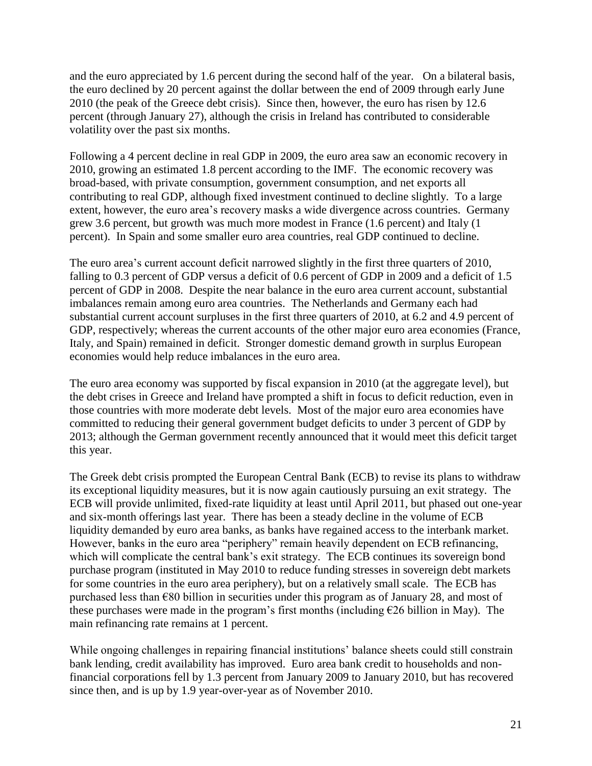and the euro appreciated by 1.6 percent during the second half of the year. On a bilateral basis, the euro declined by 20 percent against the dollar between the end of 2009 through early June 2010 (the peak of the Greece debt crisis). Since then, however, the euro has risen by 12.6 percent (through January 27), although the crisis in Ireland has contributed to considerable volatility over the past six months.

Following a 4 percent decline in real GDP in 2009, the euro area saw an economic recovery in 2010, growing an estimated 1.8 percent according to the IMF. The economic recovery was broad-based, with private consumption, government consumption, and net exports all contributing to real GDP, although fixed investment continued to decline slightly. To a large extent, however, the euro area's recovery masks a wide divergence across countries. Germany grew 3.6 percent, but growth was much more modest in France (1.6 percent) and Italy (1 percent). In Spain and some smaller euro area countries, real GDP continued to decline.

The euro area's current account deficit narrowed slightly in the first three quarters of 2010, falling to 0.3 percent of GDP versus a deficit of 0.6 percent of GDP in 2009 and a deficit of 1.5 percent of GDP in 2008. Despite the near balance in the euro area current account, substantial imbalances remain among euro area countries. The Netherlands and Germany each had substantial current account surpluses in the first three quarters of 2010, at 6.2 and 4.9 percent of GDP, respectively; whereas the current accounts of the other major euro area economies (France, Italy, and Spain) remained in deficit. Stronger domestic demand growth in surplus European economies would help reduce imbalances in the euro area.

The euro area economy was supported by fiscal expansion in 2010 (at the aggregate level), but the debt crises in Greece and Ireland have prompted a shift in focus to deficit reduction, even in those countries with more moderate debt levels. Most of the major euro area economies have committed to reducing their general government budget deficits to under 3 percent of GDP by 2013; although the German government recently announced that it would meet this deficit target this year.

The Greek debt crisis prompted the European Central Bank (ECB) to revise its plans to withdraw its exceptional liquidity measures, but it is now again cautiously pursuing an exit strategy. The ECB will provide unlimited, fixed-rate liquidity at least until April 2011, but phased out one-year and six-month offerings last year. There has been a steady decline in the volume of ECB liquidity demanded by euro area banks, as banks have regained access to the interbank market. However, banks in the euro area "periphery" remain heavily dependent on ECB refinancing, which will complicate the central bank's exit strategy. The ECB continues its sovereign bond purchase program (instituted in May 2010 to reduce funding stresses in sovereign debt markets for some countries in the euro area periphery), but on a relatively small scale. The ECB has purchased less than €80 billion in securities under this program as of January 28, and most of these purchases were made in the program's first months (including €26 billion in May). The main refinancing rate remains at 1 percent.

While ongoing challenges in repairing financial institutions' balance sheets could still constrain bank lending, credit availability has improved. Euro area bank credit to households and non-financial corporations fell by 1.3 percent from January 2009 to January 2010, but has recovered since then, and is up by 1.9 year-over-year as of November 2010.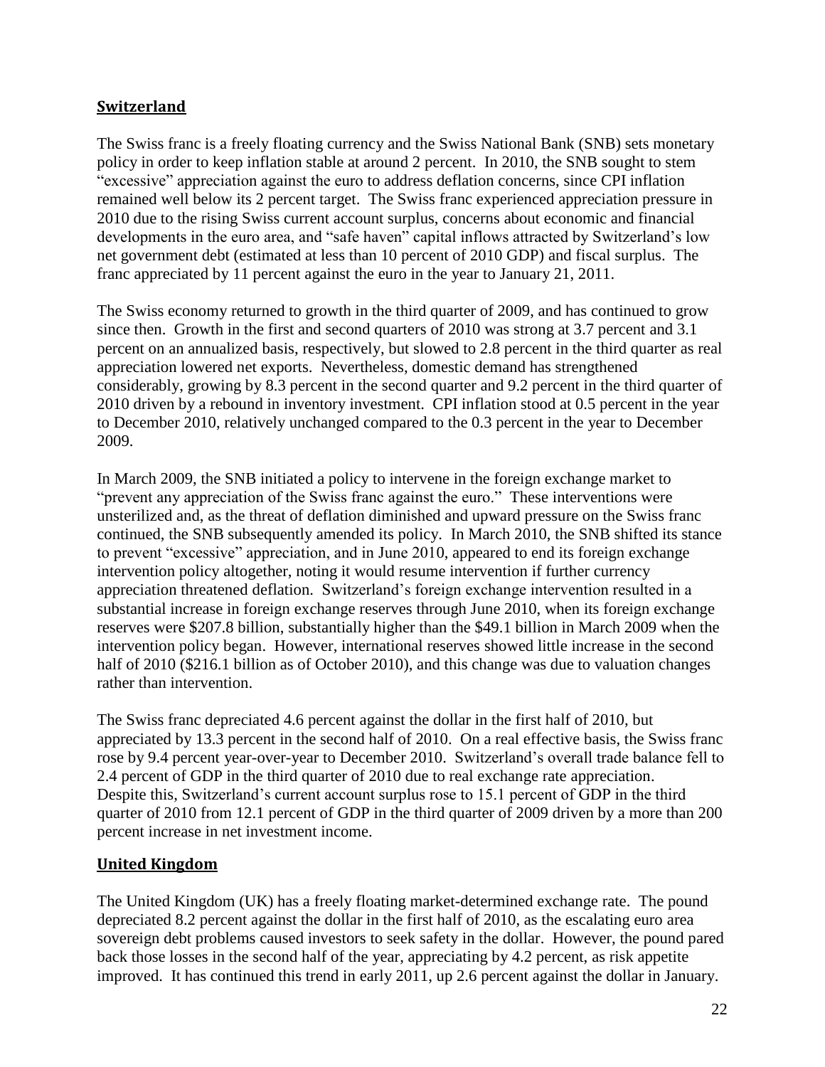## Switzerland

The Swiss franc is a freely floating currency and the Swiss National Bank (SNB) sets monetary policy in order to keep inflation stable at around 2 percent. In 2010, the SNB sought to stem "excessive" appreciation against the euro to address deflation concerns, since CPI inflation remained well below its 2 percent target. The Swiss franc experienced appreciation pressure in 2010 due to the rising Swiss current account surplus, concerns about economic and financial developments in the euro area, and "safe haven" capital inflows attracted by Switzerland's low net government debt (estimated at less than 10 percent of 2010 GDP) and fiscal surplus. The franc appreciated by 11 percent against the euro in the year to January 21, 2011.

The Swiss economy returned to growth in the third quarter of 2009, and has continued to grow since then. Growth in the first and second quarters of 2010 was strong at 3.7 percent and 3.1 percent on an annualized basis, respectively, but slowed to 2.8 percent in the third quarter as real appreciation lowered net exports. Nevertheless, domestic demand has strengthened considerably, growing by 8.3 percent in the second quarter and 9.2 percent in the third quarter of 2010 driven by a rebound in inventory investment. CPI inflation stood at 0.5 percent in the year to December 2010, relatively unchanged compared to the 0.3 percent in the year to December 2009.

In March 2009, the SNB initiated a policy to intervene in the foreign exchange market to "prevent any appreciation of the Swiss franc against the euro." These interventions were unsterilized and, as the threat of deflation diminished and upward pressure on the Swiss franc continued, the SNB subsequently amended its policy. In March 2010, the SNB shifted its stance to prevent "excessive" appreciation, and in June 2010, appeared to end its foreign exchange intervention policy altogether, noting it would resume intervention if further currency appreciation threatened deflation. Switzerland's foreign exchange intervention resulted in a substantial increase in foreign exchange reserves through June 2010, when its foreign exchange reserves were $207.8 billion, substantially higher than the $49.1 billion in March 2009 when the intervention policy began. However, international reserves showed little increase in the second half of 2010 ($216.1 billion as of October 2010), and this change was due to valuation changes rather than intervention.

The Swiss franc depreciated 4.6 percent against the dollar in the first half of 2010, but appreciated by 13.3 percent in the second half of 2010. On a real effective basis, the Swiss franc rose by 9.4 percent year-over-year to December 2010. Switzerland's overall trade balance fell to 2.4 percent of GDP in the third quarter of 2010 due to real exchange rate appreciation. Despite this, Switzerland's current account surplus rose to 15.1 percent of GDP in the third quarter of 2010 from 12.1 percent of GDP in the third quarter of 2009 driven by a more than 200 percent increase in net investment income.

## United Kingdom

The United Kingdom (UK) has a freely floating market-determined exchange rate. The pound depreciated 8.2 percent against the dollar in the first half of 2010, as the escalating euro area sovereign debt problems caused investors to seek safety in the dollar. However, the pound pared back those losses in the second half of the year, appreciating by 4.2 percent, as risk appetite improved. It has continued this trend in early 2011, up 2.6 percent against the dollar in January.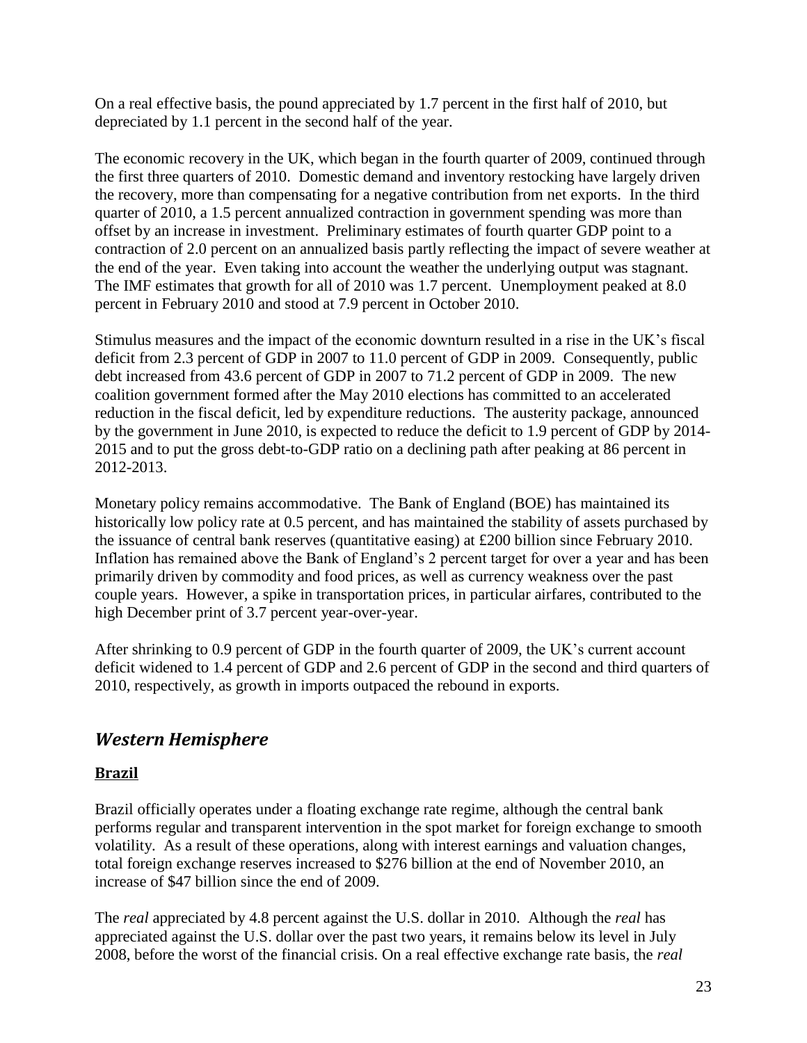On a real effective basis, the pound appreciated by 1.7 percent in the first half of 2010, but depreciated by 1.1 percent in the second half of the year.

The economic recovery in the UK, which began in the fourth quarter of 2009, continued through the first three quarters of 2010. Domestic demand and inventory restocking have largely driven the recovery, more than compensating for a negative contribution from net exports. In the third quarter of 2010, a 1.5 percent annualized contraction in government spending was more than offset by an increase in investment. Preliminary estimates of fourth quarter GDP point to a contraction of 2.0 percent on an annualized basis partly reflecting the impact of severe weather at the end of the year. Even taking into account the weather the underlying output was stagnant. The IMF estimates that growth for all of 2010 was 1.7 percent. Unemployment peaked at 8.0 percent in February 2010 and stood at 7.9 percent in October 2010.

Stimulus measures and the impact of the economic downturn resulted in a rise in the UK's fiscal deficit from 2.3 percent of GDP in 2007 to 11.0 percent of GDP in 2009. Consequently, public debt increased from 43.6 percent of GDP in 2007 to 71.2 percent of GDP in 2009. The new coalition government formed after the May 2010 elections has committed to an accelerated reduction in the fiscal deficit, led by expenditure reductions. The austerity package, announced by the government in June 2010, is expected to reduce the deficit to 1.9 percent of GDP by 2014-2015 and to put the gross debt-to-GDP ratio on a declining path after peaking at 86 percent in 2012-2013.

Monetary policy remains accommodative. The Bank of England (BOE) has maintained its historically low policy rate at 0.5 percent, and has maintained the stability of assets purchased by the issuance of central bank reserves (quantitative easing) at £200 billion since February 2010. Inflation has remained above the Bank of England's 2 percent target for over a year and has been primarily driven by commodity and food prices, as well as currency weakness over the past couple years. However, a spike in transportation prices, in particular airfares, contributed to the high December print of 3.7 percent year-over-year.

After shrinking to 0.9 percent of GDP in the fourth quarter of 2009, the UK's current account deficit widened to 1.4 percent of GDP and 2.6 percent of GDP in the second and third quarters of 2010, respectively, as growth in imports outpaced the rebound in exports.

## *Western Hemisphere*

### **Brazil**

Brazil officially operates under a floating exchange rate regime, although the central bank performs regular and transparent intervention in the spot market for foreign exchange to smooth volatility. As a result of these operations, along with interest earnings and valuation changes, total foreign exchange reserves increased to $276 billion at the end of November 2010, an increase of $47 billion since the end of 2009.

The *real* appreciated by 4.8 percent against the U.S. dollar in 2010. Although the *real* has appreciated against the U.S. dollar over the past two years, it remains below its level in July 2008, before the worst of the financial crisis. On a real effective exchange rate basis, the *real*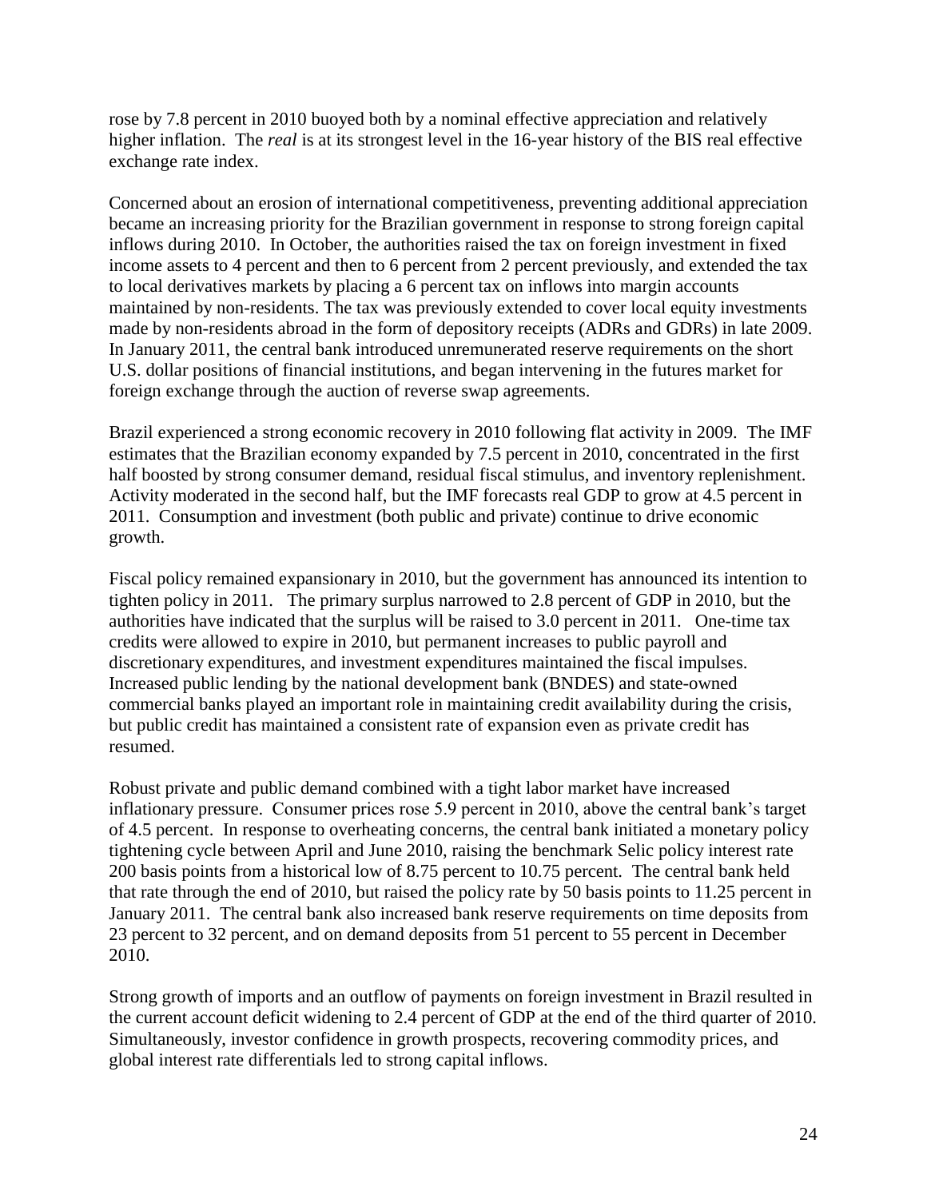rose by 7.8 percent in 2010 buoyed both by a nominal effective appreciation and relatively higher inflation. The *real* is at its strongest level in the 16-year history of the BIS real effective exchange rate index.

Concerned about an erosion of international competitiveness, preventing additional appreciation became an increasing priority for the Brazilian government in response to strong foreign capital inflows during 2010. In October, the authorities raised the tax on foreign investment in fixed income assets to 4 percent and then to 6 percent from 2 percent previously, and extended the tax to local derivatives markets by placing a 6 percent tax on inflows into margin accounts maintained by non-residents. The tax was previously extended to cover local equity investments made by non-residents abroad in the form of depository receipts (ADRs and GDRs) in late 2009. In January 2011, the central bank introduced unremunerated reserve requirements on the short U.S. dollar positions of financial institutions, and began intervening in the futures market for foreign exchange through the auction of reverse swap agreements.

Brazil experienced a strong economic recovery in 2010 following flat activity in 2009. The IMF estimates that the Brazilian economy expanded by 7.5 percent in 2010, concentrated in the first half boosted by strong consumer demand, residual fiscal stimulus, and inventory replenishment. Activity moderated in the second half, but the IMF forecasts real GDP to grow at 4.5 percent in 2011. Consumption and investment (both public and private) continue to drive economic growth.

Fiscal policy remained expansionary in 2010, but the government has announced its intention to tighten policy in 2011. The primary surplus narrowed to 2.8 percent of GDP in 2010, but the authorities have indicated that the surplus will be raised to 3.0 percent in 2011. One-time tax credits were allowed to expire in 2010, but permanent increases to public payroll and discretionary expenditures, and investment expenditures maintained the fiscal impulses. Increased public lending by the national development bank (BNDES) and state-owned commercial banks played an important role in maintaining credit availability during the crisis, but public credit has maintained a consistent rate of expansion even as private credit has resumed.

Robust private and public demand combined with a tight labor market have increased inflationary pressure. Consumer prices rose 5.9 percent in 2010, above the central bank's target of 4.5 percent. In response to overheating concerns, the central bank initiated a monetary policy tightening cycle between April and June 2010, raising the benchmark Selic policy interest rate 200 basis points from a historical low of 8.75 percent to 10.75 percent. The central bank held that rate through the end of 2010, but raised the policy rate by 50 basis points to 11.25 percent in January 2011. The central bank also increased bank reserve requirements on time deposits from 23 percent to 32 percent, and on demand deposits from 51 percent to 55 percent in December 2010.

Strong growth of imports and an outflow of payments on foreign investment in Brazil resulted in the current account deficit widening to 2.4 percent of GDP at the end of the third quarter of 2010. Simultaneously, investor confidence in growth prospects, recovering commodity prices, and global interest rate differentials led to strong capital inflows.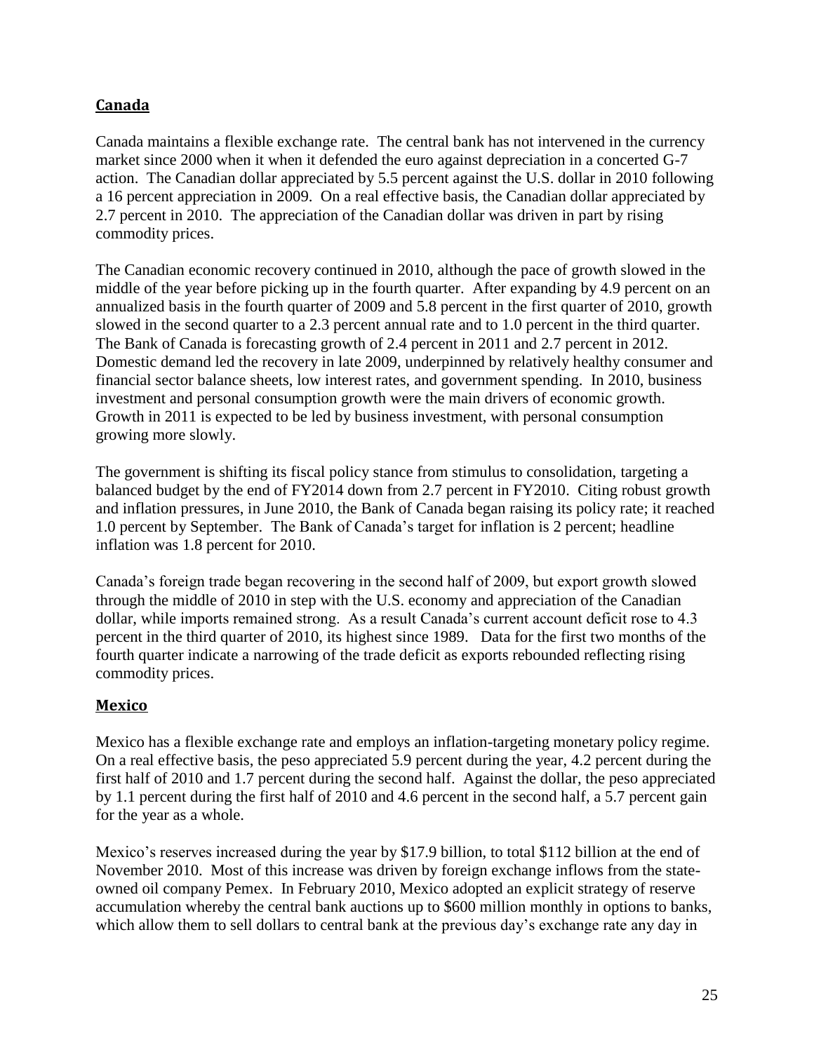## Canada

Canada maintains a flexible exchange rate. The central bank has not intervened in the currency market since 2000 when it when it defended the euro against depreciation in a concerted G-7 action. The Canadian dollar appreciated by 5.5 percent against the U.S. dollar in 2010 following a 16 percent appreciation in 2009. On a real effective basis, the Canadian dollar appreciated by 2.7 percent in 2010. The appreciation of the Canadian dollar was driven in part by rising commodity prices.

The Canadian economic recovery continued in 2010, although the pace of growth slowed in the middle of the year before picking up in the fourth quarter. After expanding by 4.9 percent on an annualized basis in the fourth quarter of 2009 and 5.8 percent in the first quarter of 2010, growth slowed in the second quarter to a 2.3 percent annual rate and to 1.0 percent in the third quarter. The Bank of Canada is forecasting growth of 2.4 percent in 2011 and 2.7 percent in 2012. Domestic demand led the recovery in late 2009, underpinned by relatively healthy consumer and financial sector balance sheets, low interest rates, and government spending. In 2010, business investment and personal consumption growth were the main drivers of economic growth. Growth in 2011 is expected to be led by business investment, with personal consumption growing more slowly.

The government is shifting its fiscal policy stance from stimulus to consolidation, targeting a balanced budget by the end of FY2014 down from 2.7 percent in FY2010. Citing robust growth and inflation pressures, in June 2010, the Bank of Canada began raising its policy rate; it reached 1.0 percent by September. The Bank of Canada's target for inflation is 2 percent; headline inflation was 1.8 percent for 2010.

Canada's foreign trade began recovering in the second half of 2009, but export growth slowed through the middle of 2010 in step with the U.S. economy and appreciation of the Canadian dollar, while imports remained strong. As a result Canada's current account deficit rose to 4.3 percent in the third quarter of 2010, its highest since 1989. Data for the first two months of the fourth quarter indicate a narrowing of the trade deficit as exports rebounded reflecting rising commodity prices.

## Mexico

Mexico has a flexible exchange rate and employs an inflation-targeting monetary policy regime. On a real effective basis, the peso appreciated 5.9 percent during the year, 4.2 percent during the first half of 2010 and 1.7 percent during the second half. Against the dollar, the peso appreciated by 1.1 percent during the first half of 2010 and 4.6 percent in the second half, a 5.7 percent gain for the year as a whole.

Mexico's reserves increased during the year by \$17.9 billion, to total \$112 billion at the end of November 2010. Most of this increase was driven by foreign exchange inflows from the state-owned oil company Pemex. In February 2010, Mexico adopted an explicit strategy of reserve accumulation whereby the central bank auctions up to \$600 million monthly in options to banks, which allow them to sell dollars to central bank at the previous day's exchange rate any day in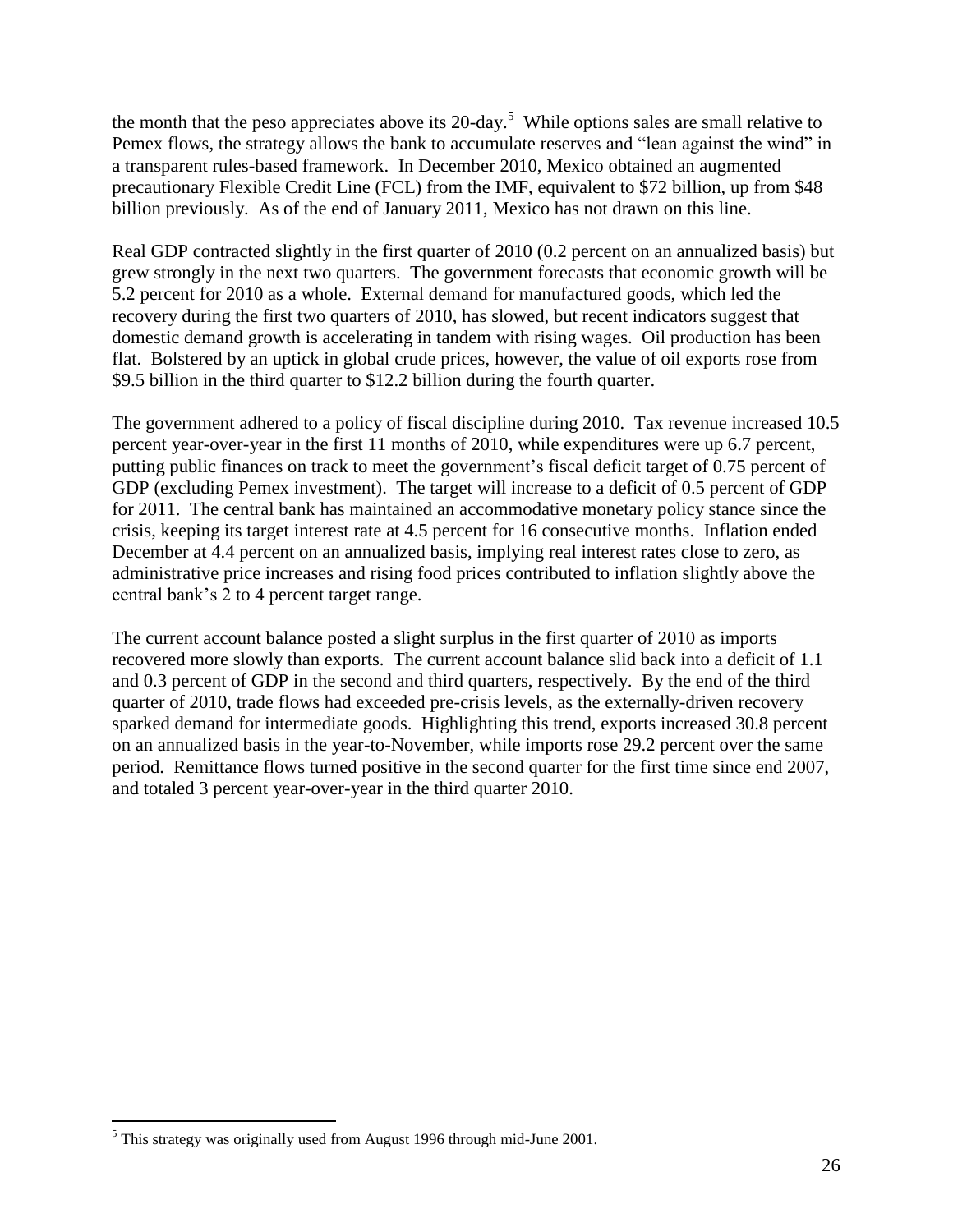the month that the peso appreciates above its 20-day.[5] While options sales are small relative to Pemex flows, the strategy allows the bank to accumulate reserves and "lean against the wind" in a transparent rules-based framework. In December 2010, Mexico obtained an augmented precautionary Flexible Credit Line (FCL) from the IMF, equivalent to $72 billion, up from $48 billion previously. As of the end of January 2011, Mexico has not drawn on this line.

Real GDP contracted slightly in the first quarter of 2010 (0.2 percent on an annualized basis) but grew strongly in the next two quarters. The government forecasts that economic growth will be 5.2 percent for 2010 as a whole. External demand for manufactured goods, which led the recovery during the first two quarters of 2010, has slowed, but recent indicators suggest that domestic demand growth is accelerating in tandem with rising wages. Oil production has been flat. Bolstered by an uptick in global crude prices, however, the value of oil exports rose from $9.5 billion in the third quarter to $12.2 billion during the fourth quarter.

The government adhered to a policy of fiscal discipline during 2010. Tax revenue increased 10.5 percent year-over-year in the first 11 months of 2010, while expenditures were up 6.7 percent, putting public finances on track to meet the government's fiscal deficit target of 0.75 percent of GDP (excluding Pemex investment). The target will increase to a deficit of 0.5 percent of GDP for 2011. The central bank has maintained an accommodative monetary policy stance since the crisis, keeping its target interest rate at 4.5 percent for 16 consecutive months. Inflation ended December at 4.4 percent on an annualized basis, implying real interest rates close to zero, as administrative price increases and rising food prices contributed to inflation slightly above the central bank's 2 to 4 percent target range.

The current account balance posted a slight surplus in the first quarter of 2010 as imports recovered more slowly than exports. The current account balance slid back into a deficit of 1.1 and 0.3 percent of GDP in the second and third quarters, respectively. By the end of the third quarter of 2010, trade flows had exceeded pre-crisis levels, as the externally-driven recovery sparked demand for intermediate goods. Highlighting this trend, exports increased 30.8 percent on an annualized basis in the year-to-November, while imports rose 29.2 percent over the same period. Remittance flows turned positive in the second quarter for the first time since end 2007, and totaled 3 percent year-over-year in the third quarter 2010.

---

[5] This strategy was originally used from August 1996 through mid-June 2001.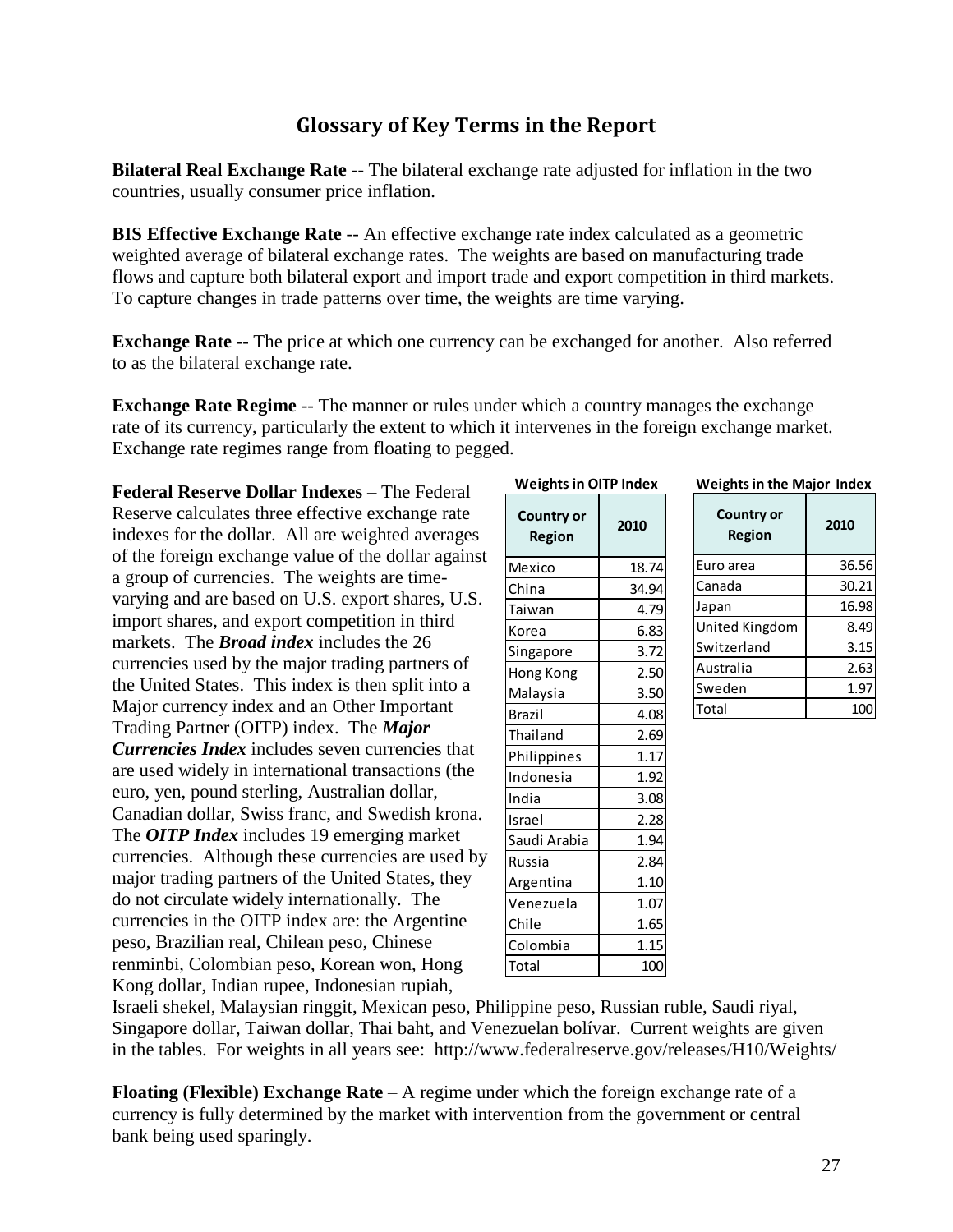## Glossary of Key Terms in the Report

**Bilateral Real Exchange Rate** -- The bilateral exchange rate adjusted for inflation in the two countries, usually consumer price inflation.

**BIS Effective Exchange Rate** -- An effective exchange rate index calculated as a geometric weighted average of bilateral exchange rates. The weights are based on manufacturing trade flows and capture both bilateral export and import trade and export competition in third markets. To capture changes in trade patterns over time, the weights are time varying.

**Exchange Rate** -- The price at which one currency can be exchanged for another. Also referred to as the bilateral exchange rate.

**Exchange Rate Regime** -- The manner or rules under which a country manages the exchange rate of its currency, particularly the extent to which it intervenes in the foreign exchange market. Exchange rate regimes range from floating to pegged.

**Federal Reserve Dollar Indexes** – The Federal Reserve calculates three effective exchange rate indexes for the dollar. All are weighted averages of the foreign exchange value of the dollar against a group of currencies. The weights are time-varying and are based on U.S. export shares, U.S. import shares, and export competition in third markets. The ***Broad index*** includes the 26 currencies used by the major trading partners of the United States. This index is then split into a Major currency index and an Other Important Trading Partner (OITP) index. The ***Major Currencies Index*** includes seven currencies that are used widely in international transactions (the euro, yen, pound sterling, Australian dollar, Canadian dollar, Swiss franc, and Swedish krona. The ***OITP Index*** includes 19 emerging market currencies. Although these currencies are used by major trading partners of the United States, they do not circulate widely internationally. The currencies in the OITP index are: the Argentine peso, Brazilian real, Chilean peso, Chinese renminbi, Colombian peso, Korean won, Hong Kong dollar, Indian rupee, Indonesian rupiah, Israeli shekel, Malaysian ringgit, Mexican peso, Philippine peso, Russian ruble, Saudi riyal, Singapore dollar, Taiwan dollar, Thai baht, and Venezuelan bolívar. Current weights are given in the tables. For weights in all years see: http://www.federalreserve.gov/releases/H10/Weights/

**Weights in OITP Index**

| Country or Region | 2010 |
|---|---|
| Mexico | 18.74 |
| China | 34.94 |
| Taiwan | 4.79 |
| Korea | 6.83 |
| Singapore | 3.72 |
| Hong Kong | 2.50 |
| Malaysia | 3.50 |
| Brazil | 4.08 |
| Thailand | 2.69 |
| Philippines | 1.17 |
| Indonesia | 1.92 |
| India | 3.08 |
| Israel | 2.28 |
| Saudi Arabia | 1.94 |
| Russia | 2.84 |
| Argentina | 1.10 |
| Venezuela | 1.07 |
| Chile | 1.65 |
| Colombia | 1.15 |
| Total | 100 |

**Weights in the Major Index**

| Country or Region | 2010 |
|---|---|
| Euro area | 36.56 |
| Canada | 30.21 |
| Japan | 16.98 |
| United Kingdom | 8.49 |
| Switzerland | 3.15 |
| Australia | 2.63 |
| Sweden | 1.97 |
| Total | 100 |

**Floating (Flexible) Exchange Rate** – A regime under which the foreign exchange rate of a currency is fully determined by the market with intervention from the government or central bank being used sparingly.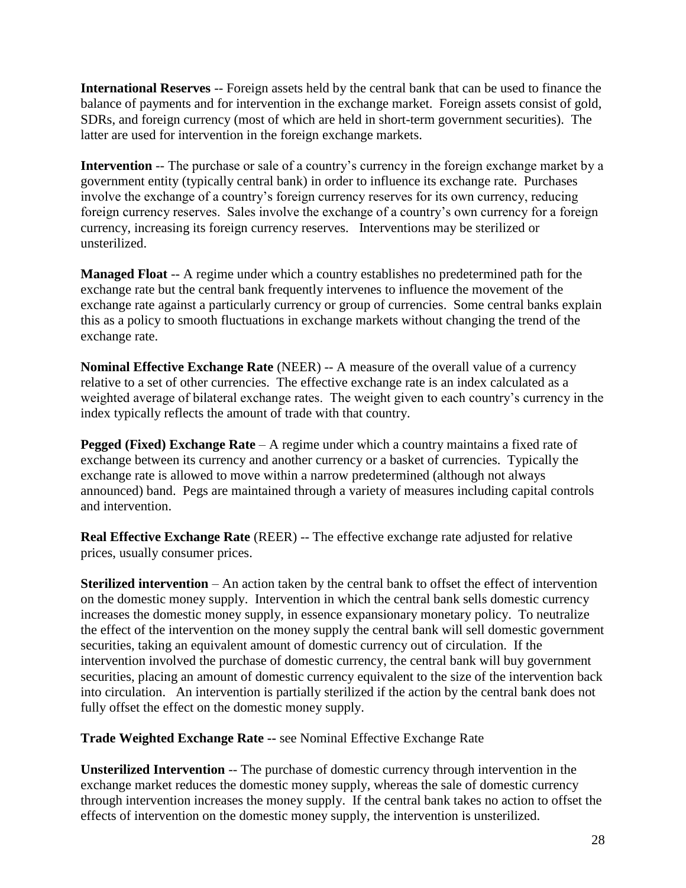**International Reserves** -- Foreign assets held by the central bank that can be used to finance the balance of payments and for intervention in the exchange market. Foreign assets consist of gold, SDRs, and foreign currency (most of which are held in short-term government securities). The latter are used for intervention in the foreign exchange markets.

**Intervention** -- The purchase or sale of a country's currency in the foreign exchange market by a government entity (typically central bank) in order to influence its exchange rate. Purchases involve the exchange of a country's foreign currency reserves for its own currency, reducing foreign currency reserves. Sales involve the exchange of a country's own currency for a foreign currency, increasing its foreign currency reserves. Interventions may be sterilized or unsterilized.

**Managed Float** -- A regime under which a country establishes no predetermined path for the exchange rate but the central bank frequently intervenes to influence the movement of the exchange rate against a particularly currency or group of currencies. Some central banks explain this as a policy to smooth fluctuations in exchange markets without changing the trend of the exchange rate.

**Nominal Effective Exchange Rate** (NEER) -- A measure of the overall value of a currency relative to a set of other currencies. The effective exchange rate is an index calculated as a weighted average of bilateral exchange rates. The weight given to each country's currency in the index typically reflects the amount of trade with that country.

**Pegged (Fixed) Exchange Rate** – A regime under which a country maintains a fixed rate of exchange between its currency and another currency or a basket of currencies. Typically the exchange rate is allowed to move within a narrow predetermined (although not always announced) band. Pegs are maintained through a variety of measures including capital controls and intervention.

**Real Effective Exchange Rate** (REER) -- The effective exchange rate adjusted for relative prices, usually consumer prices.

**Sterilized intervention** – An action taken by the central bank to offset the effect of intervention on the domestic money supply. Intervention in which the central bank sells domestic currency increases the domestic money supply, in essence expansionary monetary policy. To neutralize the effect of the intervention on the money supply the central bank will sell domestic government securities, taking an equivalent amount of domestic currency out of circulation. If the intervention involved the purchase of domestic currency, the central bank will buy government securities, placing an amount of domestic currency equivalent to the size of the intervention back into circulation. An intervention is partially sterilized if the action by the central bank does not fully offset the effect on the domestic money supply.

**Trade Weighted Exchange Rate --** see Nominal Effective Exchange Rate

**Unsterilized Intervention** -- The purchase of domestic currency through intervention in the exchange market reduces the domestic money supply, whereas the sale of domestic currency through intervention increases the money supply. If the central bank takes no action to offset the effects of intervention on the domestic money supply, the intervention is unsterilized.